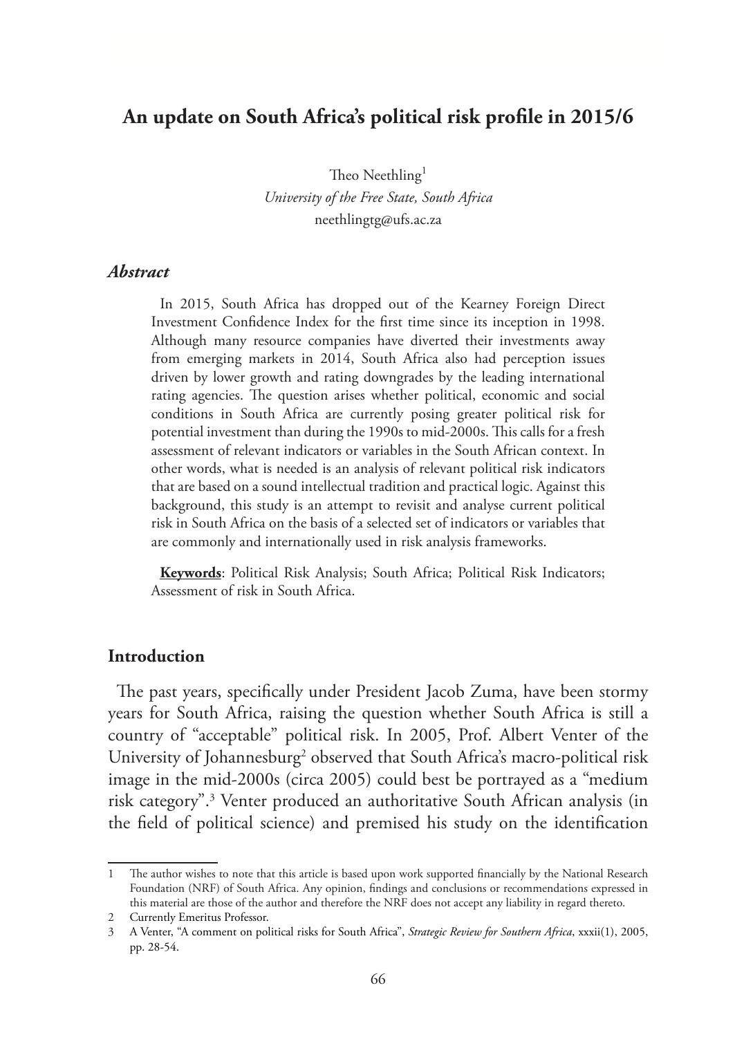# An update on South Africa's political risk profile in 2015/6

Theo Neethling[1]

*University of the Free State, South Africa*

neethlingtg@ufs.ac.za

### *Abstract*

In 2015, South Africa has dropped out of the Kearney Foreign Direct Investment Confidence Index for the first time since its inception in 1998. Although many resource companies have diverted their investments away from emerging markets in 2014, South Africa also had perception issues driven by lower growth and rating downgrades by the leading international rating agencies. The question arises whether political, economic and social conditions in South Africa are currently posing greater political risk for potential investment than during the 1990s to mid-2000s. This calls for a fresh assessment of relevant indicators or variables in the South African context. In other words, what is needed is an analysis of relevant political risk indicators that are based on a sound intellectual tradition and practical logic. Against this background, this study is an attempt to revisit and analyse current political risk in South Africa on the basis of a selected set of indicators or variables that are commonly and internationally used in risk analysis frameworks.

**Keywords**: Political Risk Analysis; South Africa; Political Risk Indicators; Assessment of risk in South Africa.

## Introduction

The past years, specifically under President Jacob Zuma, have been stormy years for South Africa, raising the question whether South Africa is still a country of "acceptable" political risk. In 2005, Prof. Albert Venter of the University of Johannesburg[2] observed that South Africa's macro-political risk image in the mid-2000s (circa 2005) could best be portrayed as a "medium risk category".[3] Venter produced an authoritative South African analysis (in the field of political science) and premised his study on the identification

---

1 The author wishes to note that this article is based upon work supported financially by the National Research Foundation (NRF) of South Africa. Any opinion, findings and conclusions or recommendations expressed in this material are those of the author and therefore the NRF does not accept any liability in regard thereto.

2 Currently Emeritus Professor.

3 A Venter, "A comment on political risks for South Africa", *Strategic Review for Southern Africa*, xxxii(1), 2005, pp. 28-54.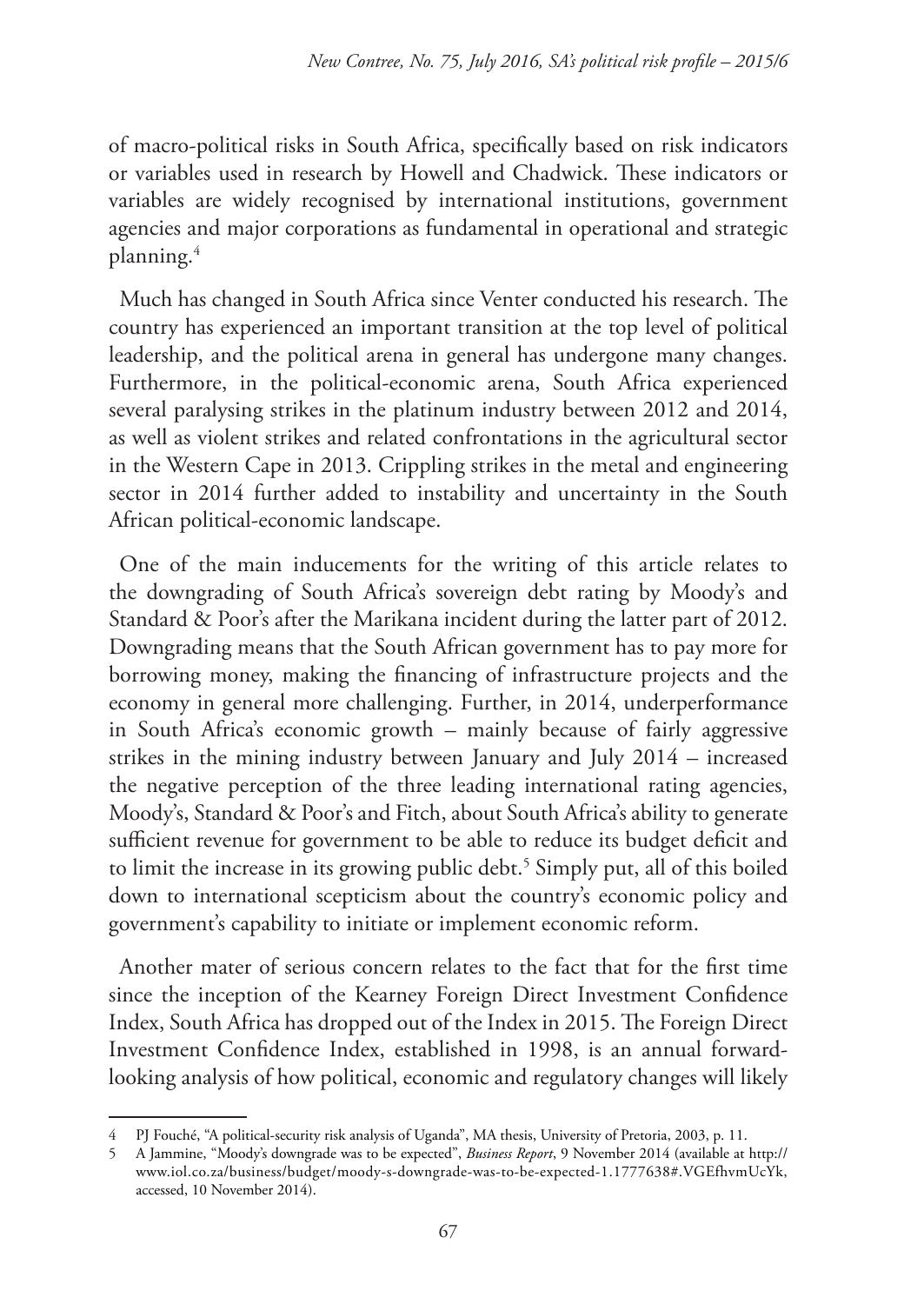of macro-political risks in South Africa, specifically based on risk indicators or variables used in research by Howell and Chadwick. These indicators or variables are widely recognised by international institutions, government agencies and major corporations as fundamental in operational and strategic planning.[4]

Much has changed in South Africa since Venter conducted his research. The country has experienced an important transition at the top level of political leadership, and the political arena in general has undergone many changes. Furthermore, in the political-economic arena, South Africa experienced several paralysing strikes in the platinum industry between 2012 and 2014, as well as violent strikes and related confrontations in the agricultural sector in the Western Cape in 2013. Crippling strikes in the metal and engineering sector in 2014 further added to instability and uncertainty in the South African political-economic landscape.

One of the main inducements for the writing of this article relates to the downgrading of South Africa's sovereign debt rating by Moody's and Standard & Poor's after the Marikana incident during the latter part of 2012. Downgrading means that the South African government has to pay more for borrowing money, making the financing of infrastructure projects and the economy in general more challenging. Further, in 2014, underperformance in South Africa's economic growth – mainly because of fairly aggressive strikes in the mining industry between January and July 2014 – increased the negative perception of the three leading international rating agencies, Moody's, Standard & Poor's and Fitch, about South Africa's ability to generate sufficient revenue for government to be able to reduce its budget deficit and to limit the increase in its growing public debt.[5] Simply put, all of this boiled down to international scepticism about the country's economic policy and government's capability to initiate or implement economic reform.

Another mater of serious concern relates to the fact that for the first time since the inception of the Kearney Foreign Direct Investment Confidence Index, South Africa has dropped out of the Index in 2015. The Foreign Direct Investment Confidence Index, established in 1998, is an annual forward-looking analysis of how political, economic and regulatory changes will likely

---

4 PJ Fouché, "A political-security risk analysis of Uganda", MA thesis, University of Pretoria, 2003, p. 11.

5 A Jammine, "Moody's downgrade was to be expected", *Business Report*, 9 November 2014 (available at http://www.iol.co.za/business/budget/moody-s-downgrade-was-to-be-expected-1.1777638#.VGEfhvmUcYk, accessed, 10 November 2014).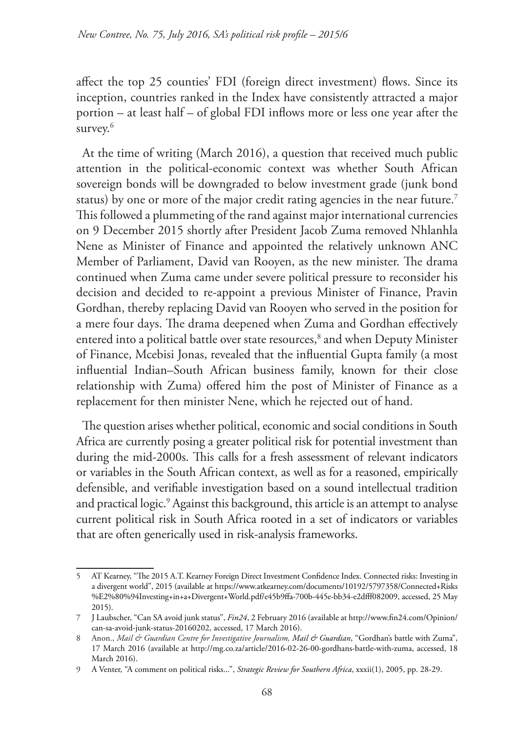affect the top 25 counties' FDI (foreign direct investment) flows. Since its inception, countries ranked in the Index have consistently attracted a major portion – at least half – of global FDI inflows more or less one year after the survey.[6]

At the time of writing (March 2016), a question that received much public attention in the political-economic context was whether South African sovereign bonds will be downgraded to below investment grade (junk bond status) by one or more of the major credit rating agencies in the near future.[7] This followed a plummeting of the rand against major international currencies on 9 December 2015 shortly after President Jacob Zuma removed Nhlanhla Nene as Minister of Finance and appointed the relatively unknown ANC Member of Parliament, David van Rooyen, as the new minister. The drama continued when Zuma came under severe political pressure to reconsider his decision and decided to re-appoint a previous Minister of Finance, Pravin Gordhan, thereby replacing David van Rooyen who served in the position for a mere four days. The drama deepened when Zuma and Gordhan effectively entered into a political battle over state resources,[8] and when Deputy Minister of Finance, Mcebisi Jonas, revealed that the influential Gupta family (a most influential Indian–South African business family, known for their close relationship with Zuma) offered him the post of Minister of Finance as a replacement for then minister Nene, which he rejected out of hand.

The question arises whether political, economic and social conditions in South Africa are currently posing a greater political risk for potential investment than during the mid-2000s. This calls for a fresh assessment of relevant indicators or variables in the South African context, as well as for a reasoned, empirically defensible, and verifiable investigation based on a sound intellectual tradition and practical logic.[9] Against this background, this article is an attempt to analyse current political risk in South Africa rooted in a set of indicators or variables that are often generically used in risk-analysis frameworks.

---

5 AT Kearney, "The 2015 A.T. Kearney Foreign Direct Investment Confidence Index. Connected risks: Investing in a divergent world", 2015 (available at https://www.atkearney.com/documents/10192/5797358/Connected+Risks%E2%80%94Investing+in+a+Divergent+World.pdf/e45b9ffa-700b-445e-bb34-e2dfff082009, accessed, 25 May 2015).

7 J Laubscher, "Can SA avoid junk status", *Fin24*, 2 February 2016 (available at http://www.fin24.com/Opinion/can-sa-avoid-junk-status-20160202, accessed, 17 March 2016).

8 Anon., *Mail & Guardian Centre for Investigative Journalism, Mail & Guardian*, "Gordhan's battle with Zuma", 17 March 2016 (available at http://mg.co.za/article/2016-02-26-00-gordhans-battle-with-zuma, accessed, 18 March 2016).

9 A Venter, "A comment on political risks...", *Strategic Review for Southern Africa*, xxxii(1), 2005, pp. 28-29.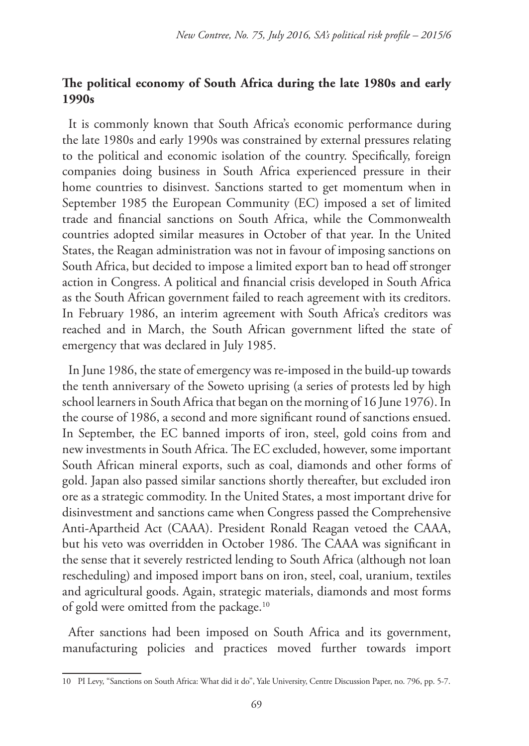## The political economy of South Africa during the late 1980s and early 1990s

It is commonly known that South Africa's economic performance during the late 1980s and early 1990s was constrained by external pressures relating to the political and economic isolation of the country. Specifically, foreign companies doing business in South Africa experienced pressure in their home countries to disinvest. Sanctions started to get momentum when in September 1985 the European Community (EC) imposed a set of limited trade and financial sanctions on South Africa, while the Commonwealth countries adopted similar measures in October of that year. In the United States, the Reagan administration was not in favour of imposing sanctions on South Africa, but decided to impose a limited export ban to head off stronger action in Congress. A political and financial crisis developed in South Africa as the South African government failed to reach agreement with its creditors. In February 1986, an interim agreement with South Africa's creditors was reached and in March, the South African government lifted the state of emergency that was declared in July 1985.

In June 1986, the state of emergency was re-imposed in the build-up towards the tenth anniversary of the Soweto uprising (a series of protests led by high school learners in South Africa that began on the morning of 16 June 1976). In the course of 1986, a second and more significant round of sanctions ensued. In September, the EC banned imports of iron, steel, gold coins from and new investments in South Africa. The EC excluded, however, some important South African mineral exports, such as coal, diamonds and other forms of gold. Japan also passed similar sanctions shortly thereafter, but excluded iron ore as a strategic commodity. In the United States, a most important drive for disinvestment and sanctions came when Congress passed the Comprehensive Anti-Apartheid Act (CAAA). President Ronald Reagan vetoed the CAAA, but his veto was overridden in October 1986. The CAAA was significant in the sense that it severely restricted lending to South Africa (although not loan rescheduling) and imposed import bans on iron, steel, coal, uranium, textiles and agricultural goods. Again, strategic materials, diamonds and most forms of gold were omitted from the package.[10]

After sanctions had been imposed on South Africa and its government, manufacturing policies and practices moved further towards import

10 PI Levy, "Sanctions on South Africa: What did it do", Yale University, Centre Discussion Paper, no. 796, pp. 5-7.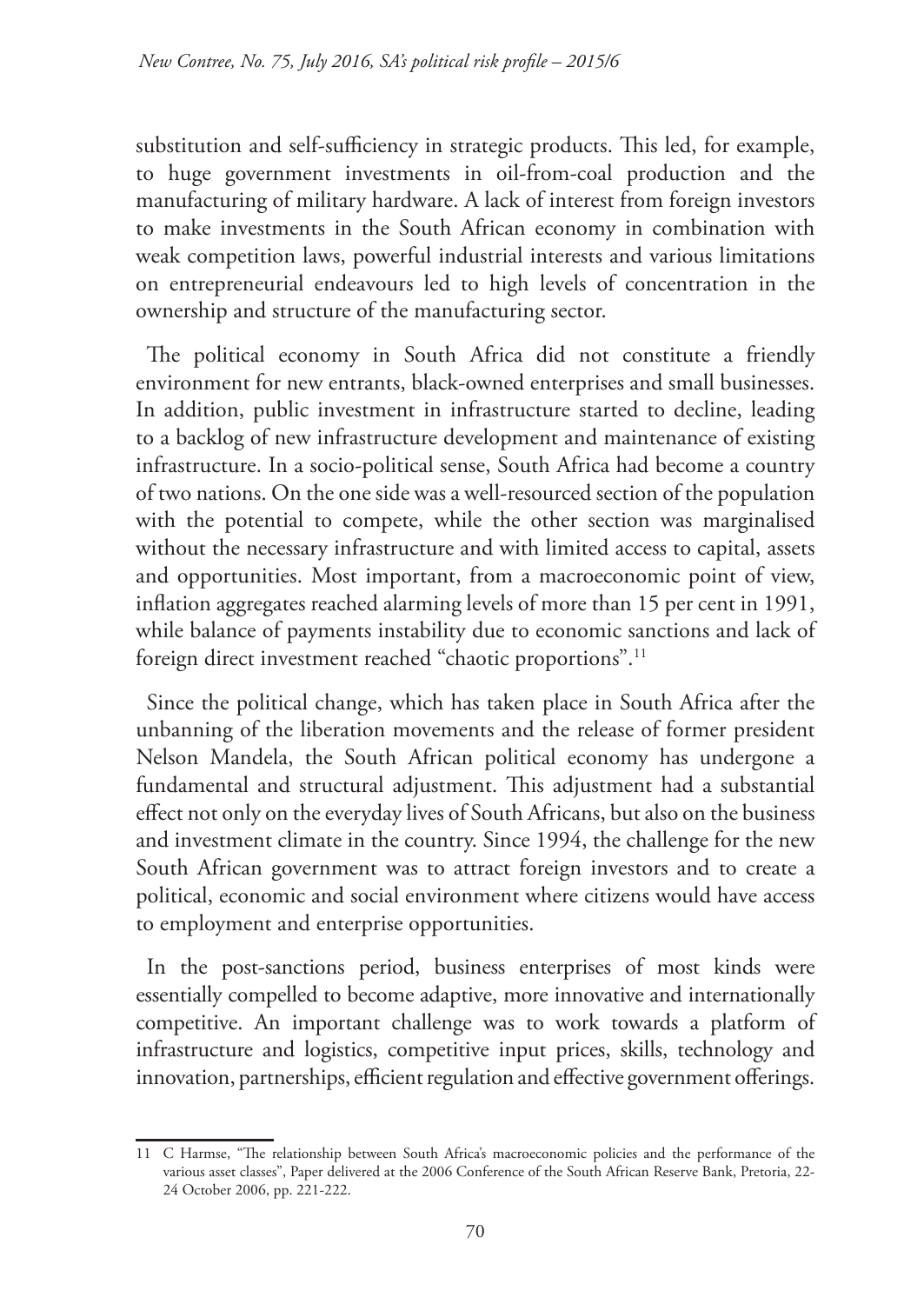substitution and self-sufficiency in strategic products. This led, for example, to huge government investments in oil-from-coal production and the manufacturing of military hardware. A lack of interest from foreign investors to make investments in the South African economy in combination with weak competition laws, powerful industrial interests and various limitations on entrepreneurial endeavours led to high levels of concentration in the ownership and structure of the manufacturing sector.

The political economy in South Africa did not constitute a friendly environment for new entrants, black-owned enterprises and small businesses. In addition, public investment in infrastructure started to decline, leading to a backlog of new infrastructure development and maintenance of existing infrastructure. In a socio-political sense, South Africa had become a country of two nations. On the one side was a well-resourced section of the population with the potential to compete, while the other section was marginalised without the necessary infrastructure and with limited access to capital, assets and opportunities. Most important, from a macroeconomic point of view, inflation aggregates reached alarming levels of more than 15 per cent in 1991, while balance of payments instability due to economic sanctions and lack of foreign direct investment reached "chaotic proportions".[11]

Since the political change, which has taken place in South Africa after the unbanning of the liberation movements and the release of former president Nelson Mandela, the South African political economy has undergone a fundamental and structural adjustment. This adjustment had a substantial effect not only on the everyday lives of South Africans, but also on the business and investment climate in the country. Since 1994, the challenge for the new South African government was to attract foreign investors and to create a political, economic and social environment where citizens would have access to employment and enterprise opportunities.

In the post-sanctions period, business enterprises of most kinds were essentially compelled to become adaptive, more innovative and internationally competitive. An important challenge was to work towards a platform of infrastructure and logistics, competitive input prices, skills, technology and innovation, partnerships, efficient regulation and effective government offerings.

---

11 C Harmse, "The relationship between South Africa's macroeconomic policies and the performance of the various asset classes", Paper delivered at the 2006 Conference of the South African Reserve Bank, Pretoria, 22-24 October 2006, pp. 221-222.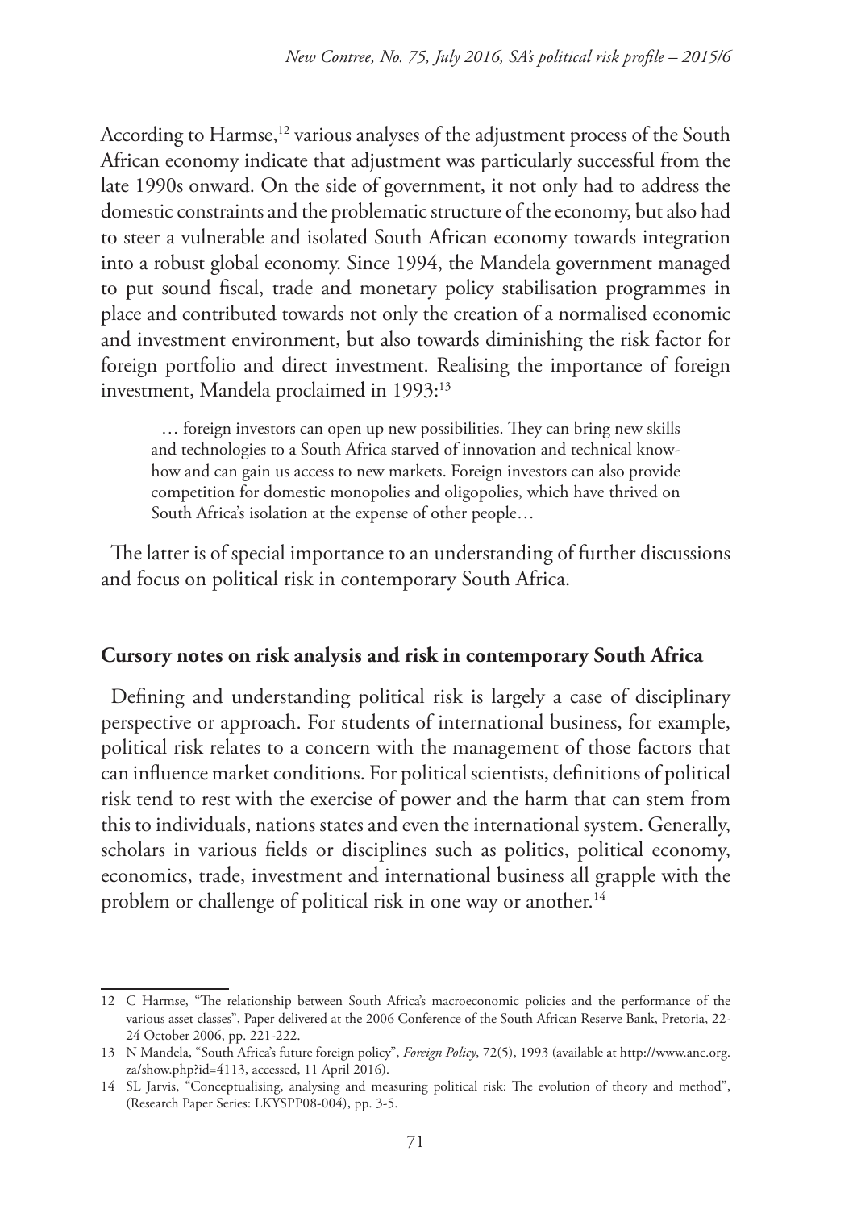According to Harmse,[12] various analyses of the adjustment process of the South African economy indicate that adjustment was particularly successful from the late 1990s onward. On the side of government, it not only had to address the domestic constraints and the problematic structure of the economy, but also had to steer a vulnerable and isolated South African economy towards integration into a robust global economy. Since 1994, the Mandela government managed to put sound fiscal, trade and monetary policy stabilisation programmes in place and contributed towards not only the creation of a normalised economic and investment environment, but also towards diminishing the risk factor for foreign portfolio and direct investment. Realising the importance of foreign investment, Mandela proclaimed in 1993:[13]

> … foreign investors can open up new possibilities. They can bring new skills and technologies to a South Africa starved of innovation and technical know-how and can gain us access to new markets. Foreign investors can also provide competition for domestic monopolies and oligopolies, which have thrived on South Africa's isolation at the expense of other people…

The latter is of special importance to an understanding of further discussions and focus on political risk in contemporary South Africa.

## Cursory notes on risk analysis and risk in contemporary South Africa

Defining and understanding political risk is largely a case of disciplinary perspective or approach. For students of international business, for example, political risk relates to a concern with the management of those factors that can influence market conditions. For political scientists, definitions of political risk tend to rest with the exercise of power and the harm that can stem from this to individuals, nations states and even the international system. Generally, scholars in various fields or disciplines such as politics, political economy, economics, trade, investment and international business all grapple with the problem or challenge of political risk in one way or another.[14]

---

12 C Harmse, "The relationship between South Africa's macroeconomic policies and the performance of the various asset classes", Paper delivered at the 2006 Conference of the South African Reserve Bank, Pretoria, 22-24 October 2006, pp. 221-222.

13 N Mandela, "South Africa's future foreign policy", *Foreign Policy*, 72(5), 1993 (available at http://www.anc.org.za/show.php?id=4113, accessed, 11 April 2016).

14 SL Jarvis, "Conceptualising, analysing and measuring political risk: The evolution of theory and method", (Research Paper Series: LKYSPP08-004), pp. 3-5.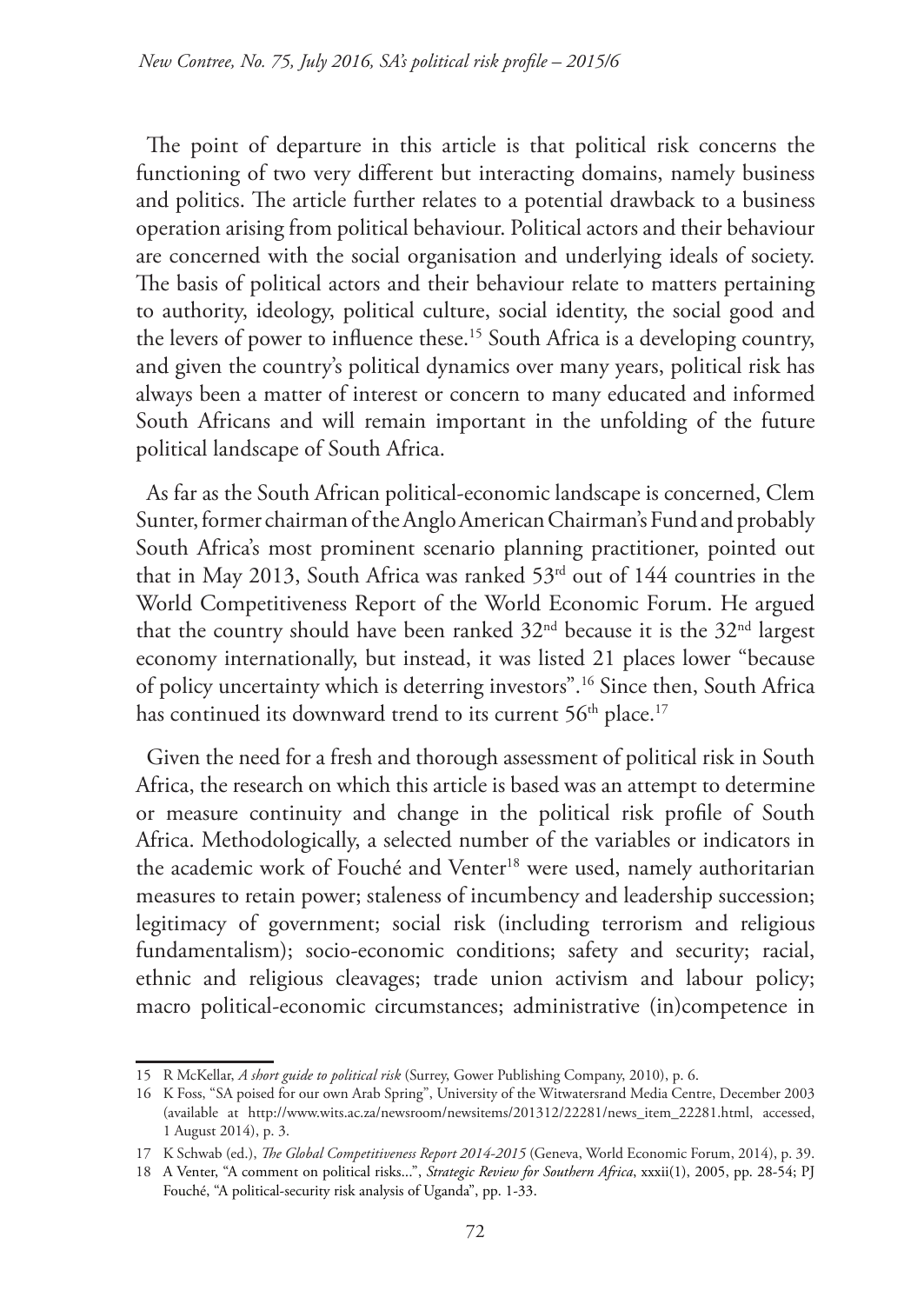The point of departure in this article is that political risk concerns the functioning of two very different but interacting domains, namely business and politics. The article further relates to a potential drawback to a business operation arising from political behaviour. Political actors and their behaviour are concerned with the social organisation and underlying ideals of society. The basis of political actors and their behaviour relate to matters pertaining to authority, ideology, political culture, social identity, the social good and the levers of power to influence these.[15] South Africa is a developing country, and given the country's political dynamics over many years, political risk has always been a matter of interest or concern to many educated and informed South Africans and will remain important in the unfolding of the future political landscape of South Africa.

As far as the South African political-economic landscape is concerned, Clem Sunter, former chairman of the Anglo American Chairman's Fund and probably South Africa's most prominent scenario planning practitioner, pointed out that in May 2013, South Africa was ranked 53rd out of 144 countries in the World Competitiveness Report of the World Economic Forum. He argued that the country should have been ranked 32nd because it is the 32nd largest economy internationally, but instead, it was listed 21 places lower "because of policy uncertainty which is deterring investors".[16] Since then, South Africa has continued its downward trend to its current 56th place.[17]

Given the need for a fresh and thorough assessment of political risk in South Africa, the research on which this article is based was an attempt to determine or measure continuity and change in the political risk profile of South Africa. Methodologically, a selected number of the variables or indicators in the academic work of Fouché and Venter[18] were used, namely authoritarian measures to retain power; staleness of incumbency and leadership succession; legitimacy of government; social risk (including terrorism and religious fundamentalism); socio-economic conditions; safety and security; racial, ethnic and religious cleavages; trade union activism and labour policy; macro political-economic circumstances; administrative (in)competence in

---

15 R McKellar, *A short guide to political risk* (Surrey, Gower Publishing Company, 2010), p. 6.

16 K Foss, "SA poised for our own Arab Spring", University of the Witwatersrand Media Centre, December 2003 (available at http://www.wits.ac.za/newsroom/newsitems/201312/22281/news_item_22281.html, accessed, 1 August 2014), p. 3.

17 K Schwab (ed.), *The Global Competitiveness Report 2014-2015* (Geneva, World Economic Forum, 2014), p. 39.

18 A Venter, "A comment on political risks...", *Strategic Review for Southern Africa*, xxxii(1), 2005, pp. 28-54; PJ Fouché, "A political-security risk analysis of Uganda", pp. 1-33.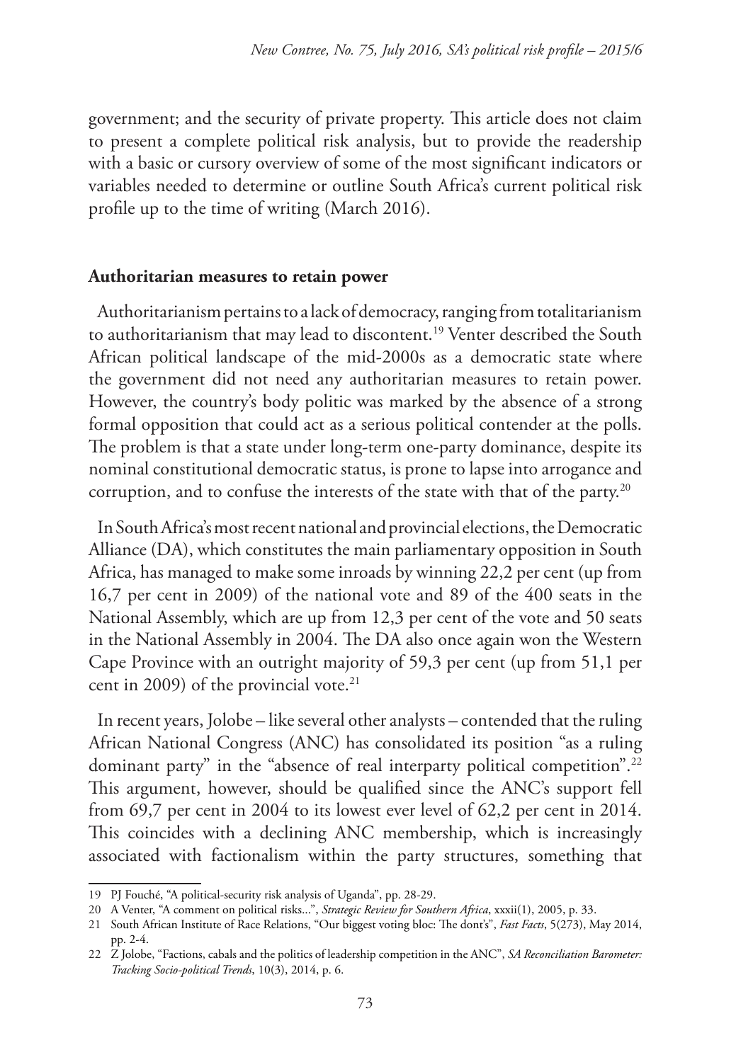government; and the security of private property. This article does not claim to present a complete political risk analysis, but to provide the readership with a basic or cursory overview of some of the most significant indicators or variables needed to determine or outline South Africa's current political risk profile up to the time of writing (March 2016).

## Authoritarian measures to retain power

Authoritarianism pertains to a lack of democracy, ranging from totalitarianism to authoritarianism that may lead to discontent.[19] Venter described the South African political landscape of the mid-2000s as a democratic state where the government did not need any authoritarian measures to retain power. However, the country's body politic was marked by the absence of a strong formal opposition that could act as a serious political contender at the polls. The problem is that a state under long-term one-party dominance, despite its nominal constitutional democratic status, is prone to lapse into arrogance and corruption, and to confuse the interests of the state with that of the party.[20]

In South Africa's most recent national and provincial elections, the Democratic Alliance (DA), which constitutes the main parliamentary opposition in South Africa, has managed to make some inroads by winning 22,2 per cent (up from 16,7 per cent in 2009) of the national vote and 89 of the 400 seats in the National Assembly, which are up from 12,3 per cent of the vote and 50 seats in the National Assembly in 2004. The DA also once again won the Western Cape Province with an outright majority of 59,3 per cent (up from 51,1 per cent in 2009) of the provincial vote.[21]

In recent years, Jolobe – like several other analysts – contended that the ruling African National Congress (ANC) has consolidated its position "as a ruling dominant party" in the "absence of real interparty political competition".[22] This argument, however, should be qualified since the ANC's support fell from 69,7 per cent in 2004 to its lowest ever level of 62,2 per cent in 2014. This coincides with a declining ANC membership, which is increasingly associated with factionalism within the party structures, something that

---

19 PJ Fouché, "A political-security risk analysis of Uganda", pp. 28-29.

20 A Venter, "A comment on political risks...", *Strategic Review for Southern Africa*, xxxii(1), 2005, p. 33.

21 South African Institute of Race Relations, "Our biggest voting bloc: The dont's", *Fast Facts*, 5(273), May 2014, pp. 2-4.

22 Z Jolobe, "Factions, cabals and the politics of leadership competition in the ANC", *SA Reconciliation Barometer: Tracking Socio-political Trends*, 10(3), 2014, p. 6.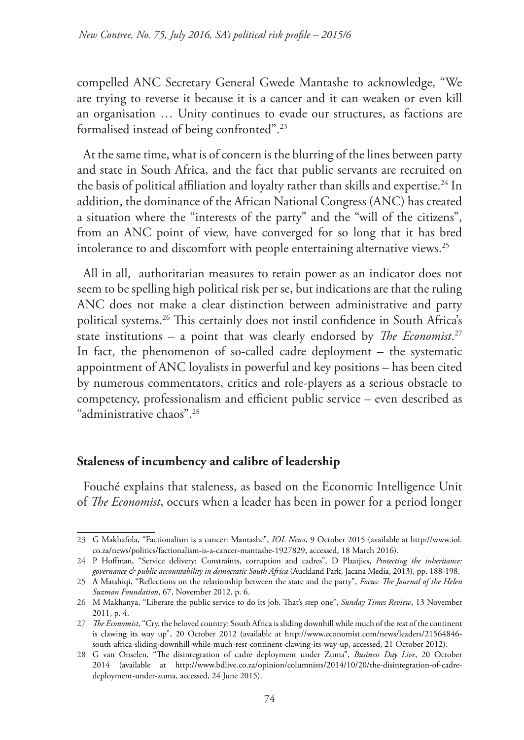compelled ANC Secretary General Gwede Mantashe to acknowledge, "We are trying to reverse it because it is a cancer and it can weaken or even kill an organisation … Unity continues to evade our structures, as factions are formalised instead of being confronted".[23]

At the same time, what is of concern is the blurring of the lines between party and state in South Africa, and the fact that public servants are recruited on the basis of political affiliation and loyalty rather than skills and expertise.[24] In addition, the dominance of the African National Congress (ANC) has created a situation where the "interests of the party" and the "will of the citizens", from an ANC point of view, have converged for so long that it has bred intolerance to and discomfort with people entertaining alternative views.[25]

All in all, authoritarian measures to retain power as an indicator does not seem to be spelling high political risk per se, but indications are that the ruling ANC does not make a clear distinction between administrative and party political systems.[26] This certainly does not instil confidence in South Africa's state institutions – a point that was clearly endorsed by *The Economist*.[27] In fact, the phenomenon of so-called cadre deployment – the systematic appointment of ANC loyalists in powerful and key positions – has been cited by numerous commentators, critics and role-players as a serious obstacle to competency, professionalism and efficient public service – even described as "administrative chaos".[28]

## Staleness of incumbency and calibre of leadership

Fouché explains that staleness, as based on the Economic Intelligence Unit of *The Economist*, occurs when a leader has been in power for a period longer

---

23 G Makhafola, "Factionalism is a cancer: Mantashe", *IOL News*, 9 October 2015 (available at http://www.iol.co.za/news/politics/factionalism-is-a-cancer-mantashe-1927829, accessed, 18 March 2016).

24 P Hoffman, "Service delivery: Constraints, corruption and cadres", D Plaatjies, *Protecting the inheritance: governance & public accountability in democratic South Africa* (Auckland Park, Jacana Media, 2013), pp. 188-198.

25 A Matshiqi, "Reflections on the relationship between the state and the party", *Focus: The Journal of the Helen Suzman Foundation*, 67, November 2012, p. 6.

26 M Makhanya, "Liberate the public service to do its job. That's step one", *Sunday Times Review*, 13 November 2011, p. 4.

27 *The Economist*, "Cry, the beloved country: South Africa is sliding downhill while much of the rest of the continent is clawing its way up", 20 October 2012 (available at http://www.economist.com/news/leaders/21564846-south-africa-sliding-downhill-while-much-rest-continent-clawing-its-way-up, accessed, 21 October 2012).

28 G van Onselen, "The disintegration of cadre deployment under Zuma", *Business Day Live*, 20 October 2014 (available at http://www.bdlive.co.za/opinion/columnists/2014/10/20/the-disintegration-of-cadre-deployment-under-zuma, accessed, 24 June 2015).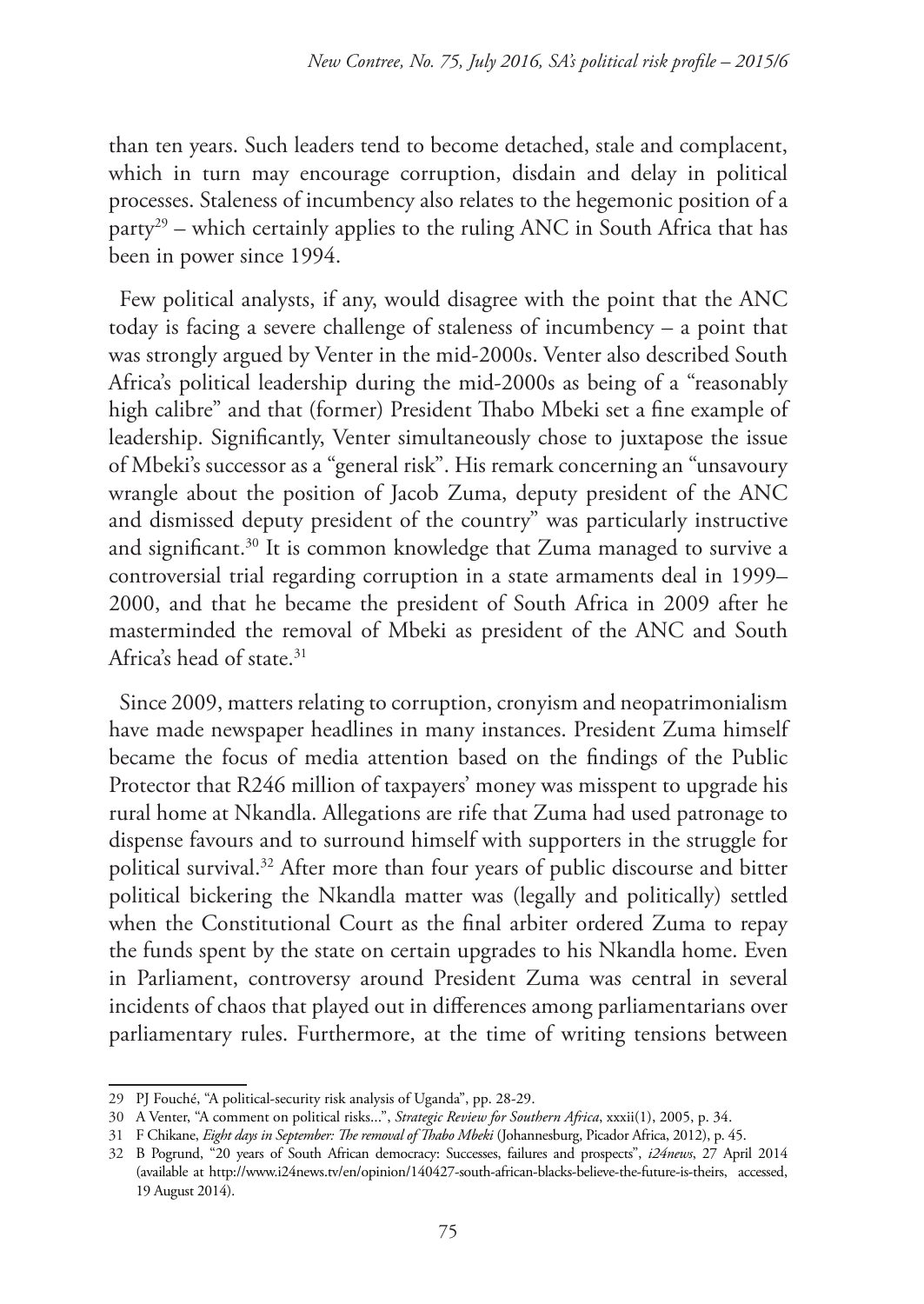than ten years. Such leaders tend to become detached, stale and complacent, which in turn may encourage corruption, disdain and delay in political processes. Staleness of incumbency also relates to the hegemonic position of a party[29] – which certainly applies to the ruling ANC in South Africa that has been in power since 1994.

Few political analysts, if any, would disagree with the point that the ANC today is facing a severe challenge of staleness of incumbency – a point that was strongly argued by Venter in the mid-2000s. Venter also described South Africa's political leadership during the mid-2000s as being of a "reasonably high calibre" and that (former) President Thabo Mbeki set a fine example of leadership. Significantly, Venter simultaneously chose to juxtapose the issue of Mbeki's successor as a "general risk". His remark concerning an "unsavoury wrangle about the position of Jacob Zuma, deputy president of the ANC and dismissed deputy president of the country" was particularly instructive and significant.[30] It is common knowledge that Zuma managed to survive a controversial trial regarding corruption in a state armaments deal in 1999–2000, and that he became the president of South Africa in 2009 after he masterminded the removal of Mbeki as president of the ANC and South Africa's head of state.[31]

Since 2009, matters relating to corruption, cronyism and neopatrimonialism have made newspaper headlines in many instances. President Zuma himself became the focus of media attention based on the findings of the Public Protector that R246 million of taxpayers' money was misspent to upgrade his rural home at Nkandla. Allegations are rife that Zuma had used patronage to dispense favours and to surround himself with supporters in the struggle for political survival.[32] After more than four years of public discourse and bitter political bickering the Nkandla matter was (legally and politically) settled when the Constitutional Court as the final arbiter ordered Zuma to repay the funds spent by the state on certain upgrades to his Nkandla home. Even in Parliament, controversy around President Zuma was central in several incidents of chaos that played out in differences among parliamentarians over parliamentary rules. Furthermore, at the time of writing tensions between

---

29 PJ Fouché, "A political-security risk analysis of Uganda", pp. 28-29.

30 A Venter, "A comment on political risks...", *Strategic Review for Southern Africa*, xxxii(1), 2005, p. 34.

31 F Chikane, *Eight days in September: The removal of Thabo Mbeki* (Johannesburg, Picador Africa, 2012), p. 45.

32 B Pogrund, "20 years of South African democracy: Successes, failures and prospects", *i24news*, 27 April 2014 (available at http://www.i24news.tv/en/opinion/140427-south-african-blacks-believe-the-future-is-theirs, accessed, 19 August 2014).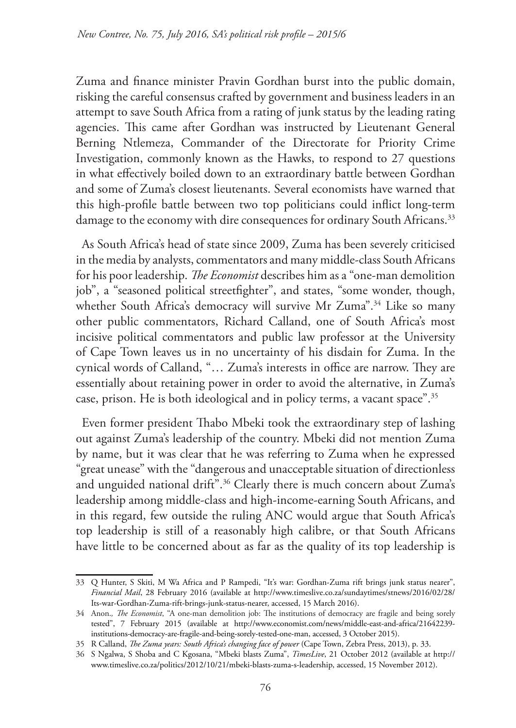Zuma and finance minister Pravin Gordhan burst into the public domain, risking the careful consensus crafted by government and business leaders in an attempt to save South Africa from a rating of junk status by the leading rating agencies. This came after Gordhan was instructed by Lieutenant General Berning Ntlemeza, Commander of the Directorate for Priority Crime Investigation, commonly known as the Hawks, to respond to 27 questions in what effectively boiled down to an extraordinary battle between Gordhan and some of Zuma's closest lieutenants. Several economists have warned that this high-profile battle between two top politicians could inflict long-term damage to the economy with dire consequences for ordinary South Africans.[33]

As South Africa's head of state since 2009, Zuma has been severely criticised in the media by analysts, commentators and many middle-class South Africans for his poor leadership. *The Economist* describes him as a "one-man demolition job", a "seasoned political streetfighter", and states, "some wonder, though, whether South Africa's democracy will survive Mr Zuma".[34] Like so many other public commentators, Richard Calland, one of South Africa's most incisive political commentators and public law professor at the University of Cape Town leaves us in no uncertainty of his disdain for Zuma. In the cynical words of Calland, "… Zuma's interests in office are narrow. They are essentially about retaining power in order to avoid the alternative, in Zuma's case, prison. He is both ideological and in policy terms, a vacant space".[35]

Even former president Thabo Mbeki took the extraordinary step of lashing out against Zuma's leadership of the country. Mbeki did not mention Zuma by name, but it was clear that he was referring to Zuma when he expressed "great unease" with the "dangerous and unacceptable situation of directionless and unguided national drift".[36] Clearly there is much concern about Zuma's leadership among middle-class and high-income-earning South Africans, and in this regard, few outside the ruling ANC would argue that South Africa's top leadership is still of a reasonably high calibre, or that South Africans have little to be concerned about as far as the quality of its top leadership is

---

33 Q Hunter, S Skiti, M Wa Africa and P Rampedi, "It's war: Gordhan-Zuma rift brings junk status nearer", *Financial Mail*, 28 February 2016 (available at http://www.timeslive.co.za/sundaytimes/stnews/2016/02/28/Its-war-Gordhan-Zuma-rift-brings-junk-status-nearer, accessed, 15 March 2016).

34 Anon., *The Economist*, "A one-man demolition job: The institutions of democracy are fragile and being sorely tested", 7 February 2015 (available at http://www.economist.com/news/middle-east-and-africa/21642239-institutions-democracy-are-fragile-and-being-sorely-tested-one-man, accessed, 3 October 2015).

35 R Calland, *The Zuma years: South Africa's changing face of power* (Cape Town, Zebra Press, 2013), p. 33.

36 S Ngalwa, S Shoba and C Kgosana, "Mbeki blasts Zuma", *TimesLive*, 21 October 2012 (available at http://www.timeslive.co.za/politics/2012/10/21/mbeki-blasts-zuma-s-leadership, accessed, 15 November 2012).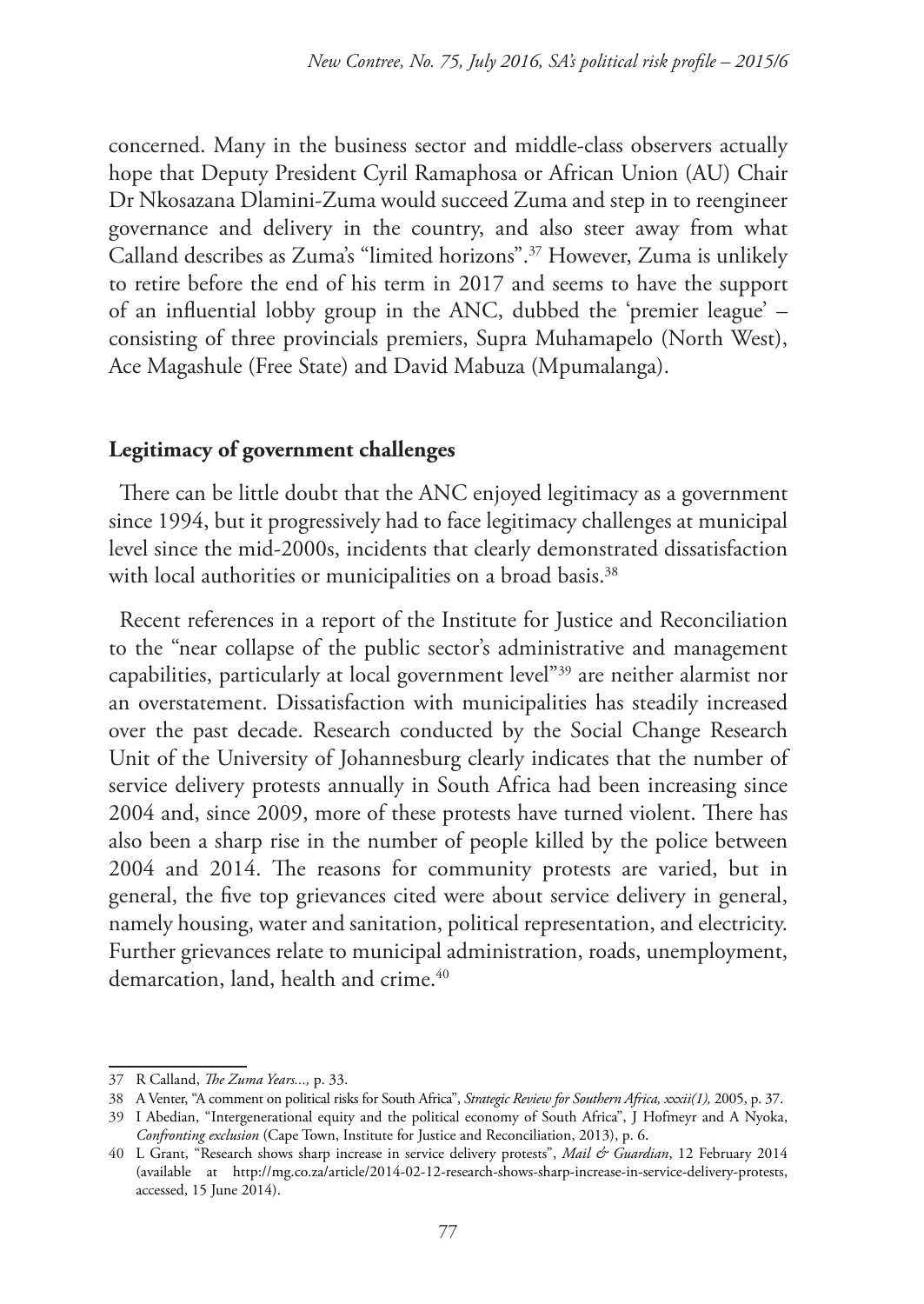concerned. Many in the business sector and middle-class observers actually hope that Deputy President Cyril Ramaphosa or African Union (AU) Chair Dr Nkosazana Dlamini-Zuma would succeed Zuma and step in to reengineer governance and delivery in the country, and also steer away from what Calland describes as Zuma's "limited horizons".[37] However, Zuma is unlikely to retire before the end of his term in 2017 and seems to have the support of an influential lobby group in the ANC, dubbed the 'premier league' – consisting of three provincials premiers, Supra Muhamapelo (North West), Ace Magashule (Free State) and David Mabuza (Mpumalanga).

## Legitimacy of government challenges

There can be little doubt that the ANC enjoyed legitimacy as a government since 1994, but it progressively had to face legitimacy challenges at municipal level since the mid-2000s, incidents that clearly demonstrated dissatisfaction with local authorities or municipalities on a broad basis.[38]

Recent references in a report of the Institute for Justice and Reconciliation to the "near collapse of the public sector's administrative and management capabilities, particularly at local government level"[39] are neither alarmist nor an overstatement. Dissatisfaction with municipalities has steadily increased over the past decade. Research conducted by the Social Change Research Unit of the University of Johannesburg clearly indicates that the number of service delivery protests annually in South Africa had been increasing since 2004 and, since 2009, more of these protests have turned violent. There has also been a sharp rise in the number of people killed by the police between 2004 and 2014. The reasons for community protests are varied, but in general, the five top grievances cited were about service delivery in general, namely housing, water and sanitation, political representation, and electricity. Further grievances relate to municipal administration, roads, unemployment, demarcation, land, health and crime.[40]

---

37 R Calland, *The Zuma Years...,* p. 33.

38 A Venter, "A comment on political risks for South Africa", *Strategic Review for Southern Africa, xxxii(1),* 2005, p. 37.

39 I Abedian, "Intergenerational equity and the political economy of South Africa", J Hofmeyr and A Nyoka, *Confronting exclusion* (Cape Town, Institute for Justice and Reconciliation, 2013), p. 6.

40 L Grant, "Research shows sharp increase in service delivery protests", *Mail & Guardian*, 12 February 2014 (available at http://mg.co.za/article/2014-02-12-research-shows-sharp-increase-in-service-delivery-protests, accessed, 15 June 2014).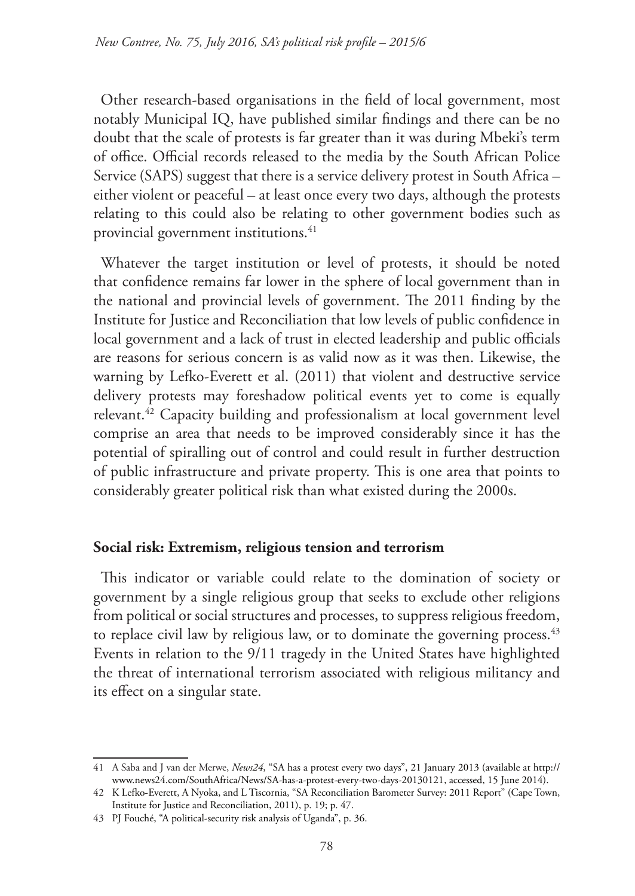Other research-based organisations in the field of local government, most notably Municipal IQ, have published similar findings and there can be no doubt that the scale of protests is far greater than it was during Mbeki's term of office. Official records released to the media by the South African Police Service (SAPS) suggest that there is a service delivery protest in South Africa – either violent or peaceful – at least once every two days, although the protests relating to this could also be relating to other government bodies such as provincial government institutions.[41]

Whatever the target institution or level of protests, it should be noted that confidence remains far lower in the sphere of local government than in the national and provincial levels of government. The 2011 finding by the Institute for Justice and Reconciliation that low levels of public confidence in local government and a lack of trust in elected leadership and public officials are reasons for serious concern is as valid now as it was then. Likewise, the warning by Lefko-Everett et al. (2011) that violent and destructive service delivery protests may foreshadow political events yet to come is equally relevant.[42] Capacity building and professionalism at local government level comprise an area that needs to be improved considerably since it has the potential of spiralling out of control and could result in further destruction of public infrastructure and private property. This is one area that points to considerably greater political risk than what existed during the 2000s.

**Social risk: Extremism, religious tension and terrorism**

This indicator or variable could relate to the domination of society or government by a single religious group that seeks to exclude other religions from political or social structures and processes, to suppress religious freedom, to replace civil law by religious law, or to dominate the governing process.[43] Events in relation to the 9/11 tragedy in the United States have highlighted the threat of international terrorism associated with religious militancy and its effect on a singular state.

---

41 A Saba and J van der Merwe, *News24*, "SA has a protest every two days", 21 January 2013 (available at http://www.news24.com/SouthAfrica/News/SA-has-a-protest-every-two-days-20130121, accessed, 15 June 2014).

42 K Lefko-Everett, A Nyoka, and L Tiscornia, "SA Reconciliation Barometer Survey: 2011 Report" (Cape Town, Institute for Justice and Reconciliation, 2011), p. 19; p. 47.

43 PJ Fouché, "A political-security risk analysis of Uganda", p. 36.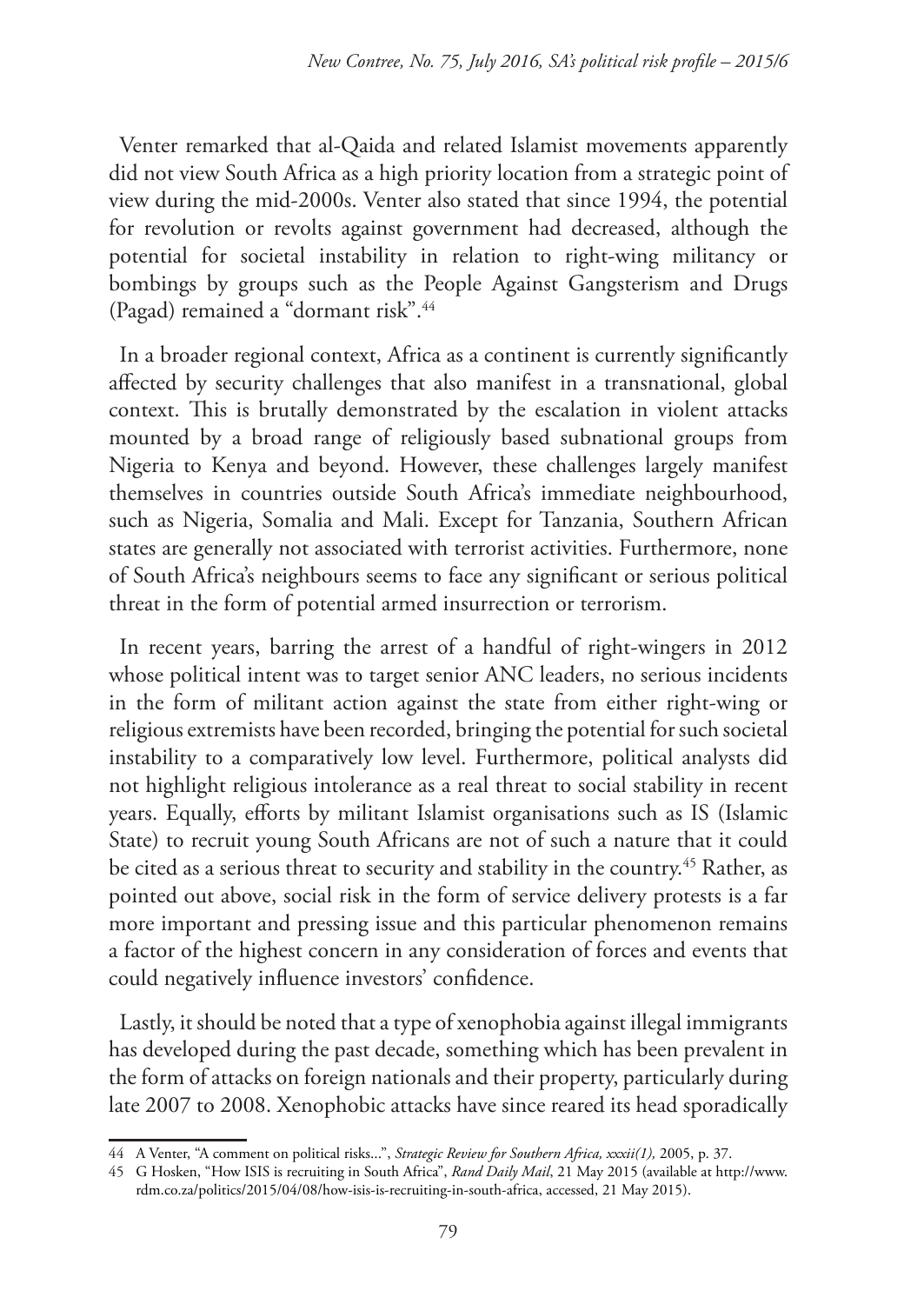Venter remarked that al-Qaida and related Islamist movements apparently did not view South Africa as a high priority location from a strategic point of view during the mid-2000s. Venter also stated that since 1994, the potential for revolution or revolts against government had decreased, although the potential for societal instability in relation to right-wing militancy or bombings by groups such as the People Against Gangsterism and Drugs (Pagad) remained a "dormant risk".[44]

In a broader regional context, Africa as a continent is currently significantly affected by security challenges that also manifest in a transnational, global context. This is brutally demonstrated by the escalation in violent attacks mounted by a broad range of religiously based subnational groups from Nigeria to Kenya and beyond. However, these challenges largely manifest themselves in countries outside South Africa's immediate neighbourhood, such as Nigeria, Somalia and Mali. Except for Tanzania, Southern African states are generally not associated with terrorist activities. Furthermore, none of South Africa's neighbours seems to face any significant or serious political threat in the form of potential armed insurrection or terrorism.

In recent years, barring the arrest of a handful of right-wingers in 2012 whose political intent was to target senior ANC leaders, no serious incidents in the form of militant action against the state from either right-wing or religious extremists have been recorded, bringing the potential for such societal instability to a comparatively low level. Furthermore, political analysts did not highlight religious intolerance as a real threat to social stability in recent years. Equally, efforts by militant Islamist organisations such as IS (Islamic State) to recruit young South Africans are not of such a nature that it could be cited as a serious threat to security and stability in the country.[45] Rather, as pointed out above, social risk in the form of service delivery protests is a far more important and pressing issue and this particular phenomenon remains a factor of the highest concern in any consideration of forces and events that could negatively influence investors' confidence.

Lastly, it should be noted that a type of xenophobia against illegal immigrants has developed during the past decade, something which has been prevalent in the form of attacks on foreign nationals and their property, particularly during late 2007 to 2008. Xenophobic attacks have since reared its head sporadically

---

44 A Venter, "A comment on political risks...", *Strategic Review for Southern Africa, xxxii(1),* 2005, p. 37.

45 G Hosken, "How ISIS is recruiting in South Africa", *Rand Daily Mail*, 21 May 2015 (available at http://www.rdm.co.za/politics/2015/04/08/how-isis-is-recruiting-in-south-africa, accessed, 21 May 2015).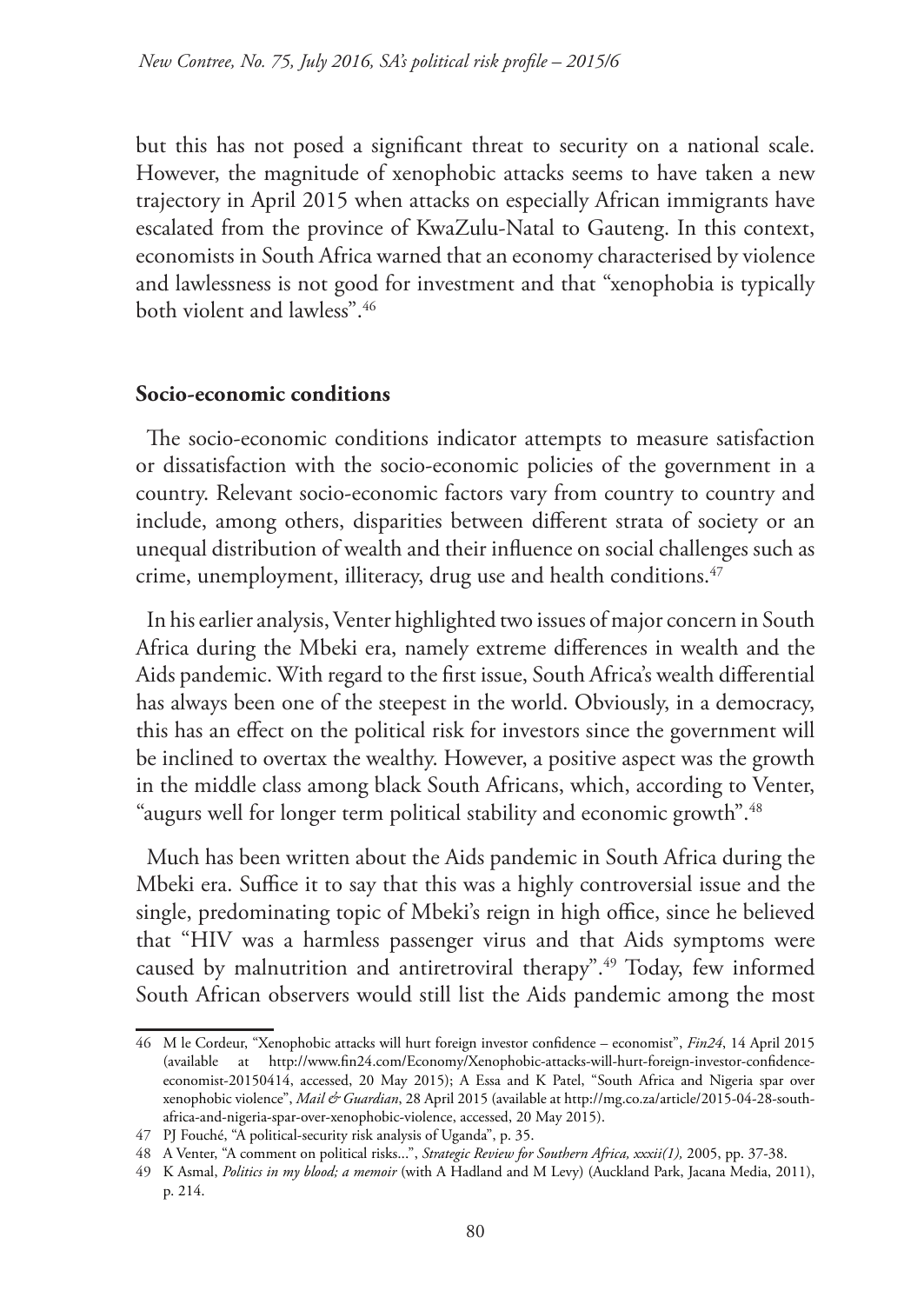but this has not posed a significant threat to security on a national scale. However, the magnitude of xenophobic attacks seems to have taken a new trajectory in April 2015 when attacks on especially African immigrants have escalated from the province of KwaZulu-Natal to Gauteng. In this context, economists in South Africa warned that an economy characterised by violence and lawlessness is not good for investment and that "xenophobia is typically both violent and lawless".[46]

## Socio-economic conditions

The socio-economic conditions indicator attempts to measure satisfaction or dissatisfaction with the socio-economic policies of the government in a country. Relevant socio-economic factors vary from country to country and include, among others, disparities between different strata of society or an unequal distribution of wealth and their influence on social challenges such as crime, unemployment, illiteracy, drug use and health conditions.[47]

In his earlier analysis, Venter highlighted two issues of major concern in South Africa during the Mbeki era, namely extreme differences in wealth and the Aids pandemic. With regard to the first issue, South Africa's wealth differential has always been one of the steepest in the world. Obviously, in a democracy, this has an effect on the political risk for investors since the government will be inclined to overtax the wealthy. However, a positive aspect was the growth in the middle class among black South Africans, which, according to Venter, "augurs well for longer term political stability and economic growth".[48]

Much has been written about the Aids pandemic in South Africa during the Mbeki era. Suffice it to say that this was a highly controversial issue and the single, predominating topic of Mbeki's reign in high office, since he believed that "HIV was a harmless passenger virus and that Aids symptoms were caused by malnutrition and antiretroviral therapy".[49] Today, few informed South African observers would still list the Aids pandemic among the most

---

46 M le Cordeur, "Xenophobic attacks will hurt foreign investor confidence – economist", *Fin24*, 14 April 2015 (available at http://www.fin24.com/Economy/Xenophobic-attacks-will-hurt-foreign-investor-confidence-economist-20150414, accessed, 20 May 2015); A Essa and K Patel, "South Africa and Nigeria spar over xenophobic violence", *Mail & Guardian*, 28 April 2015 (available at http://mg.co.za/article/2015-04-28-south-africa-and-nigeria-spar-over-xenophobic-violence, accessed, 20 May 2015).

47 PJ Fouché, "A political-security risk analysis of Uganda", p. 35.

48 A Venter, "A comment on political risks...", *Strategic Review for Southern Africa, xxxii(1),* 2005, pp. 37-38.

49 K Asmal, *Politics in my blood; a memoir* (with A Hadland and M Levy) (Auckland Park, Jacana Media, 2011), p. 214.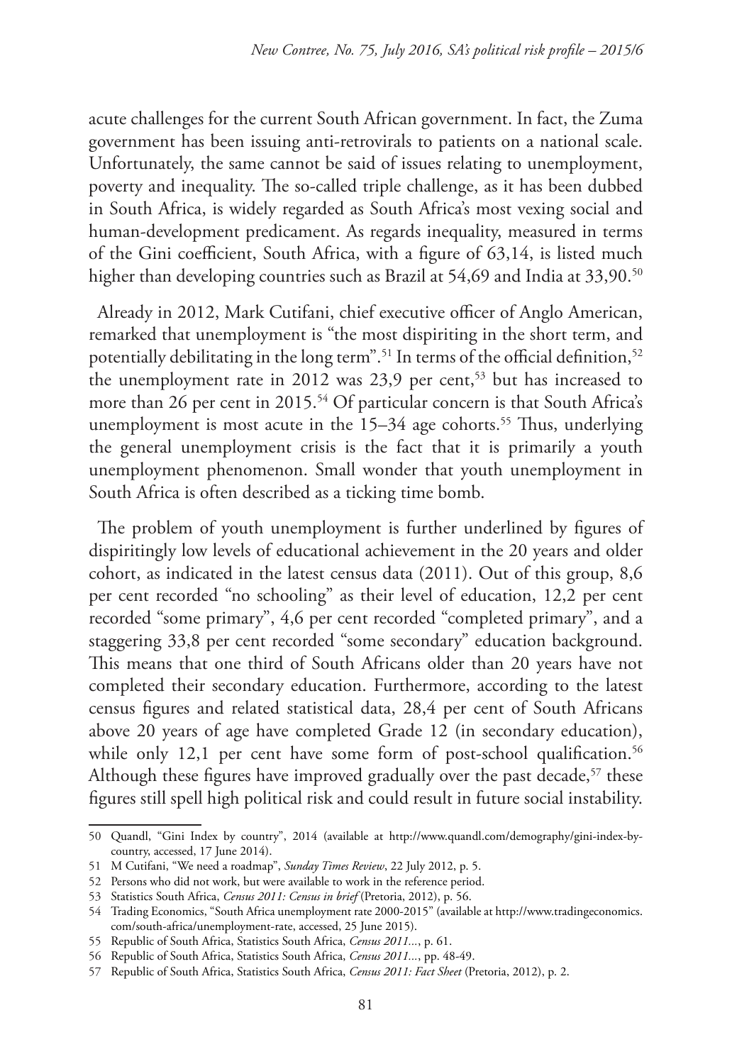acute challenges for the current South African government. In fact, the Zuma government has been issuing anti-retrovirals to patients on a national scale. Unfortunately, the same cannot be said of issues relating to unemployment, poverty and inequality. The so-called triple challenge, as it has been dubbed in South Africa, is widely regarded as South Africa's most vexing social and human-development predicament. As regards inequality, measured in terms of the Gini coefficient, South Africa, with a figure of 63,14, is listed much higher than developing countries such as Brazil at 54,69 and India at 33,90.[50]

Already in 2012, Mark Cutifani, chief executive officer of Anglo American, remarked that unemployment is "the most dispiriting in the short term, and potentially debilitating in the long term".[51] In terms of the official definition,[52] the unemployment rate in 2012 was 23,9 per cent,[53] but has increased to more than 26 per cent in 2015.[54] Of particular concern is that South Africa's unemployment is most acute in the 15–34 age cohorts.[55] Thus, underlying the general unemployment crisis is the fact that it is primarily a youth unemployment phenomenon. Small wonder that youth unemployment in South Africa is often described as a ticking time bomb.

The problem of youth unemployment is further underlined by figures of dispiritingly low levels of educational achievement in the 20 years and older cohort, as indicated in the latest census data (2011). Out of this group, 8,6 per cent recorded "no schooling" as their level of education, 12,2 per cent recorded "some primary", 4,6 per cent recorded "completed primary", and a staggering 33,8 per cent recorded "some secondary" education background. This means that one third of South Africans older than 20 years have not completed their secondary education. Furthermore, according to the latest census figures and related statistical data, 28,4 per cent of South Africans above 20 years of age have completed Grade 12 (in secondary education), while only 12,1 per cent have some form of post-school qualification.[56] Although these figures have improved gradually over the past decade,[57] these figures still spell high political risk and could result in future social instability.

---

50 Quandl, "Gini Index by country", 2014 (available at http://www.quandl.com/demography/gini-index-by-country, accessed, 17 June 2014).

51 M Cutifani, "We need a roadmap", *Sunday Times Review*, 22 July 2012, p. 5.

52 Persons who did not work, but were available to work in the reference period.

53 Statistics South Africa, *Census 2011: Census in brief* (Pretoria, 2012), p. 56.

54 Trading Economics, "South Africa unemployment rate 2000-2015" (available at http://www.tradingeconomics.com/south-africa/unemployment-rate, accessed, 25 June 2015).

55 Republic of South Africa, Statistics South Africa, *Census 2011...*, p. 61.

56 Republic of South Africa, Statistics South Africa, *Census 2011...*, pp. 48-49.

57 Republic of South Africa, Statistics South Africa, *Census 2011: Fact Sheet* (Pretoria, 2012), p. 2.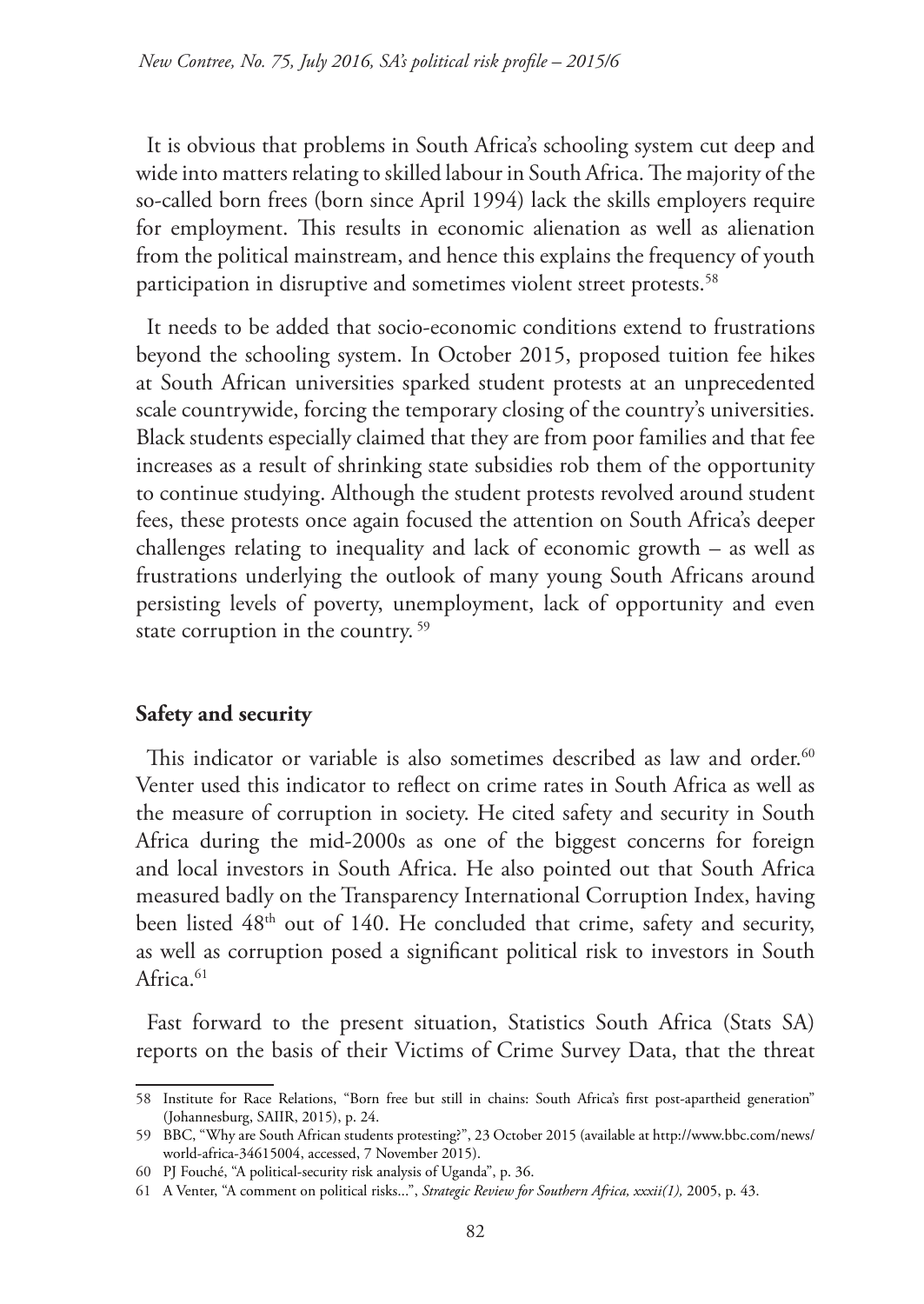It is obvious that problems in South Africa's schooling system cut deep and wide into matters relating to skilled labour in South Africa. The majority of the so-called born frees (born since April 1994) lack the skills employers require for employment. This results in economic alienation as well as alienation from the political mainstream, and hence this explains the frequency of youth participation in disruptive and sometimes violent street protests.[58]

It needs to be added that socio-economic conditions extend to frustrations beyond the schooling system. In October 2015, proposed tuition fee hikes at South African universities sparked student protests at an unprecedented scale countrywide, forcing the temporary closing of the country's universities. Black students especially claimed that they are from poor families and that fee increases as a result of shrinking state subsidies rob them of the opportunity to continue studying. Although the student protests revolved around student fees, these protests once again focused the attention on South Africa's deeper challenges relating to inequality and lack of economic growth – as well as frustrations underlying the outlook of many young South Africans around persisting levels of poverty, unemployment, lack of opportunity and even state corruption in the country. [59]

**Safety and security**

This indicator or variable is also sometimes described as law and order.[60] Venter used this indicator to reflect on crime rates in South Africa as well as the measure of corruption in society. He cited safety and security in South Africa during the mid-2000s as one of the biggest concerns for foreign and local investors in South Africa. He also pointed out that South Africa measured badly on the Transparency International Corruption Index, having been listed 48th out of 140. He concluded that crime, safety and security, as well as corruption posed a significant political risk to investors in South Africa.[61]

Fast forward to the present situation, Statistics South Africa (Stats SA) reports on the basis of their Victims of Crime Survey Data, that the threat

---

58 Institute for Race Relations, "Born free but still in chains: South Africa's first post-apartheid generation" (Johannesburg, SAIIR, 2015), p. 24.

59 BBC, "Why are South African students protesting?", 23 October 2015 (available at http://www.bbc.com/news/world-africa-34615004, accessed, 7 November 2015).

60 PJ Fouché, "A political-security risk analysis of Uganda", p. 36.

61 A Venter, "A comment on political risks...", *Strategic Review for Southern Africa, xxxii(1),* 2005, p. 43.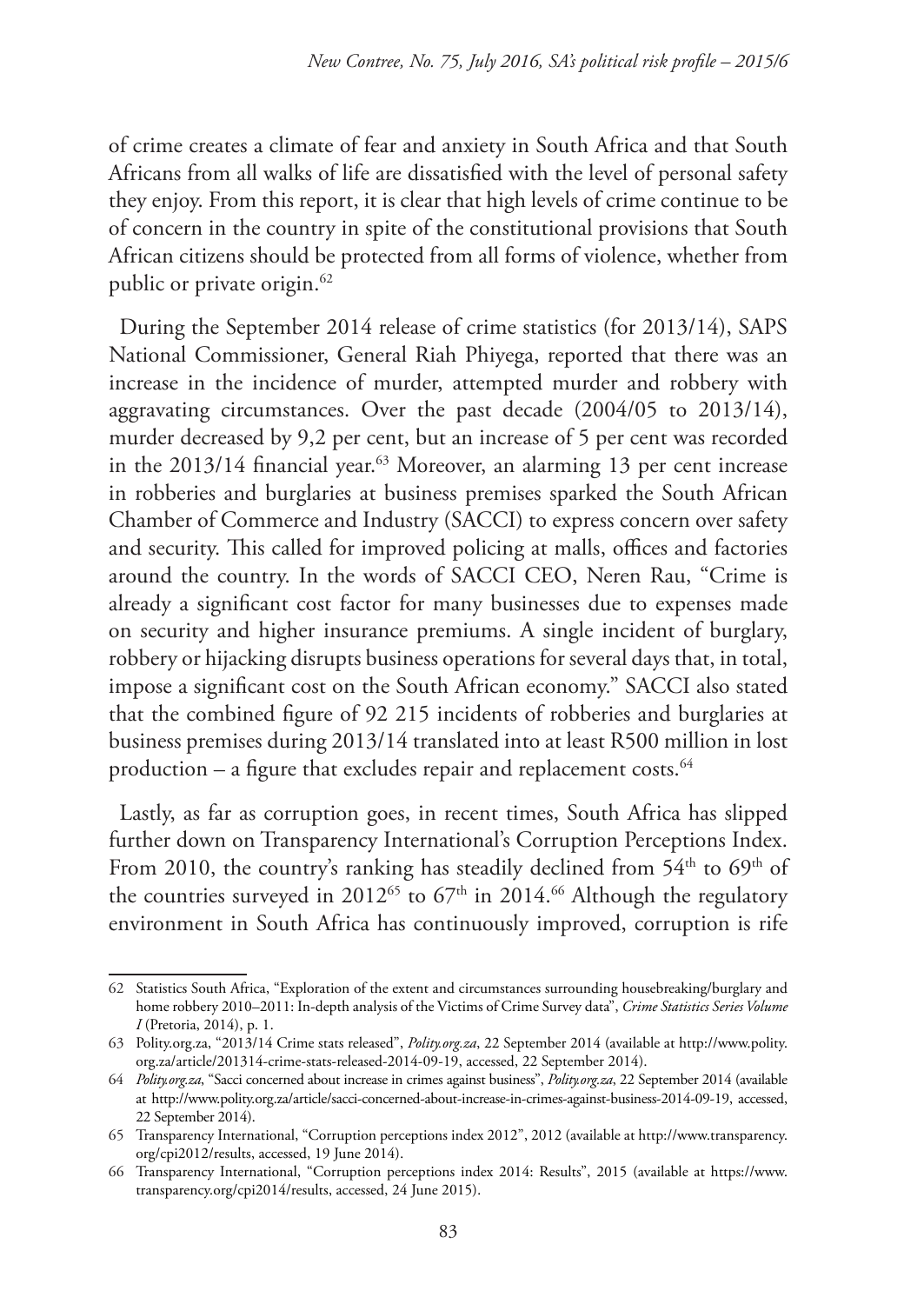of crime creates a climate of fear and anxiety in South Africa and that South Africans from all walks of life are dissatisfied with the level of personal safety they enjoy. From this report, it is clear that high levels of crime continue to be of concern in the country in spite of the constitutional provisions that South African citizens should be protected from all forms of violence, whether from public or private origin.[62]

During the September 2014 release of crime statistics (for 2013/14), SAPS National Commissioner, General Riah Phiyega, reported that there was an increase in the incidence of murder, attempted murder and robbery with aggravating circumstances. Over the past decade (2004/05 to 2013/14), murder decreased by 9,2 per cent, but an increase of 5 per cent was recorded in the 2013/14 financial year.[63] Moreover, an alarming 13 per cent increase in robberies and burglaries at business premises sparked the South African Chamber of Commerce and Industry (SACCI) to express concern over safety and security. This called for improved policing at malls, offices and factories around the country. In the words of SACCI CEO, Neren Rau, "Crime is already a significant cost factor for many businesses due to expenses made on security and higher insurance premiums. A single incident of burglary, robbery or hijacking disrupts business operations for several days that, in total, impose a significant cost on the South African economy." SACCI also stated that the combined figure of 92 215 incidents of robberies and burglaries at business premises during 2013/14 translated into at least R500 million in lost production – a figure that excludes repair and replacement costs.[64]

Lastly, as far as corruption goes, in recent times, South Africa has slipped further down on Transparency International's Corruption Perceptions Index. From 2010, the country's ranking has steadily declined from 54th to 69th of the countries surveyed in 2012[65] to 67th in 2014.[66] Although the regulatory environment in South Africa has continuously improved, corruption is rife

---

62 Statistics South Africa, "Exploration of the extent and circumstances surrounding housebreaking/burglary and home robbery 2010–2011: In-depth analysis of the Victims of Crime Survey data", *Crime Statistics Series Volume I* (Pretoria, 2014), p. 1.

63 Polity.org.za, "2013/14 Crime stats released", *Polity.org.za*, 22 September 2014 (available at http://www.polity.org.za/article/201314-crime-stats-released-2014-09-19, accessed, 22 September 2014).

64 *Polity.org.za*, "Sacci concerned about increase in crimes against business", *Polity.org.za*, 22 September 2014 (available at http://www.polity.org.za/article/sacci-concerned-about-increase-in-crimes-against-business-2014-09-19, accessed, 22 September 2014).

65 Transparency International, "Corruption perceptions index 2012", 2012 (available at http://www.transparency.org/cpi2012/results, accessed, 19 June 2014).

66 Transparency International, "Corruption perceptions index 2014: Results", 2015 (available at https://www.transparency.org/cpi2014/results, accessed, 24 June 2015).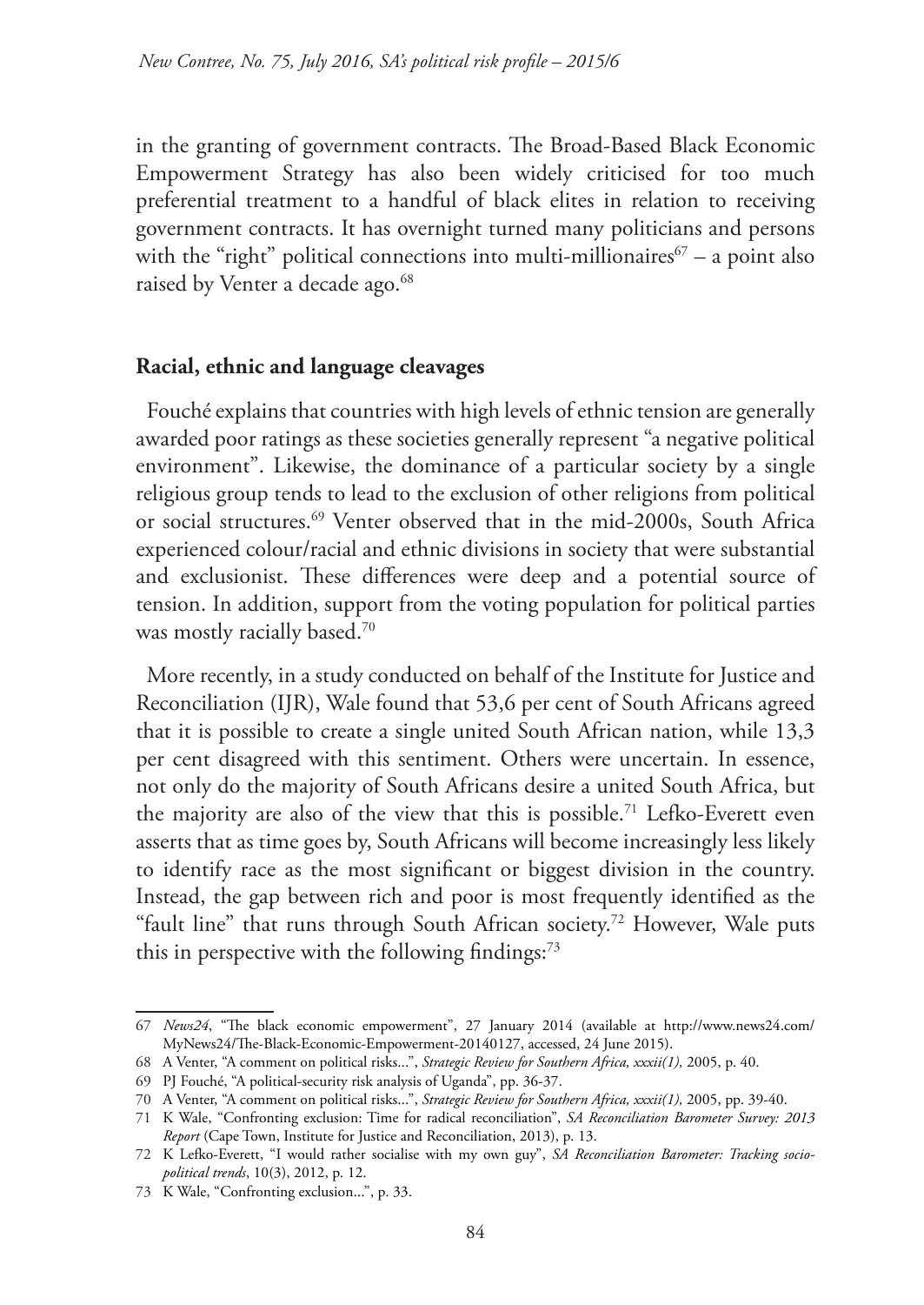in the granting of government contracts. The Broad-Based Black Economic Empowerment Strategy has also been widely criticised for too much preferential treatment to a handful of black elites in relation to receiving government contracts. It has overnight turned many politicians and persons with the "right" political connections into multi-millionaires[67] – a point also raised by Venter a decade ago.[68]

**Racial, ethnic and language cleavages**

Fouché explains that countries with high levels of ethnic tension are generally awarded poor ratings as these societies generally represent "a negative political environment". Likewise, the dominance of a particular society by a single religious group tends to lead to the exclusion of other religions from political or social structures.[69] Venter observed that in the mid-2000s, South Africa experienced colour/racial and ethnic divisions in society that were substantial and exclusionist. These differences were deep and a potential source of tension. In addition, support from the voting population for political parties was mostly racially based.[70]

More recently, in a study conducted on behalf of the Institute for Justice and Reconciliation (IJR), Wale found that 53,6 per cent of South Africans agreed that it is possible to create a single united South African nation, while 13,3 per cent disagreed with this sentiment. Others were uncertain. In essence, not only do the majority of South Africans desire a united South Africa, but the majority are also of the view that this is possible.[71] Lefko-Everett even asserts that as time goes by, South Africans will become increasingly less likely to identify race as the most significant or biggest division in the country. Instead, the gap between rich and poor is most frequently identified as the "fault line" that runs through South African society.[72] However, Wale puts this in perspective with the following findings:[73]

---

67 *News24*, "The black economic empowerment", 27 January 2014 (available at http://www.news24.com/MyNews24/The-Black-Economic-Empowerment-20140127, accessed, 24 June 2015).

68 A Venter, "A comment on political risks...", *Strategic Review for Southern Africa, xxxii(1),* 2005, p. 40.

69 PJ Fouché, "A political-security risk analysis of Uganda", pp. 36-37.

70 A Venter, "A comment on political risks...", *Strategic Review for Southern Africa, xxxii(1),* 2005, pp. 39-40.

71 K Wale, "Confronting exclusion: Time for radical reconciliation", *SA Reconciliation Barometer Survey: 2013 Report* (Cape Town, Institute for Justice and Reconciliation, 2013), p. 13.

72 K Lefko-Everett, "I would rather socialise with my own guy", *SA Reconciliation Barometer: Tracking socio-political trends*, 10(3), 2012, p. 12.

73 K Wale, "Confronting exclusion...", p. 33.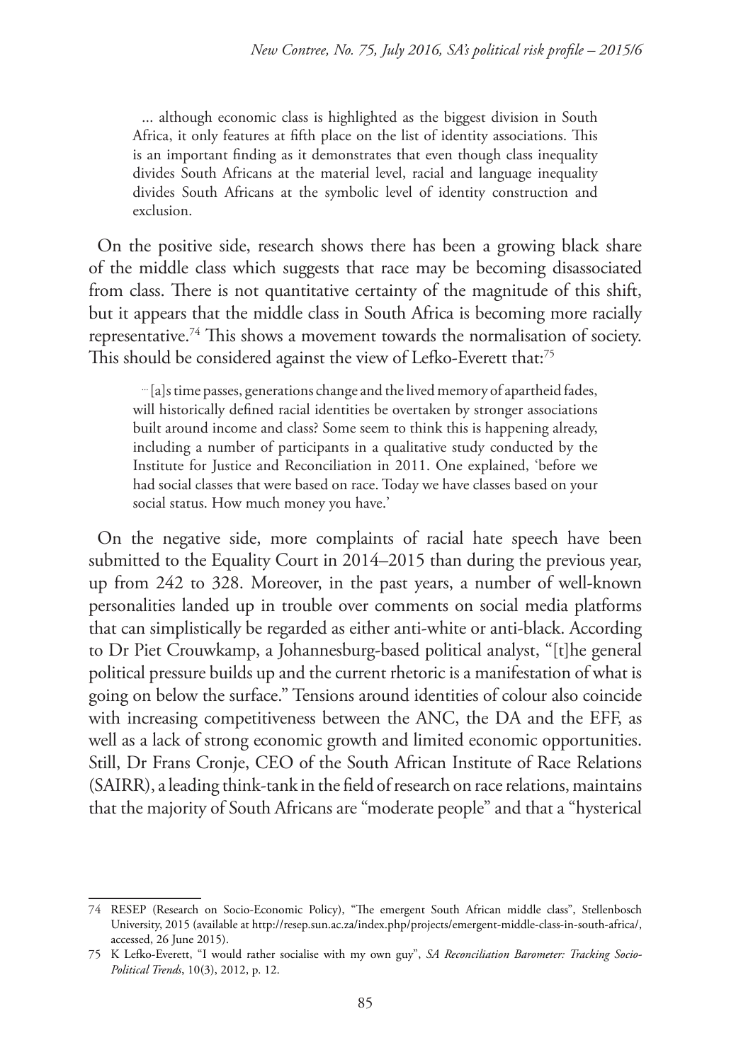> ... although economic class is highlighted as the biggest division in South Africa, it only features at fifth place on the list of identity associations. This is an important finding as it demonstrates that even though class inequality divides South Africans at the material level, racial and language inequality divides South Africans at the symbolic level of identity construction and exclusion.

On the positive side, research shows there has been a growing black share of the middle class which suggests that race may be becoming disassociated from class. There is not quantitative certainty of the magnitude of this shift, but it appears that the middle class in South Africa is becoming more racially representative.[74] This shows a movement towards the normalisation of society. This should be considered against the view of Lefko-Everett that:[75]

> ... [a]s time passes, generations change and the lived memory of apartheid fades, will historically defined racial identities be overtaken by stronger associations built around income and class? Some seem to think this is happening already, including a number of participants in a qualitative study conducted by the Institute for Justice and Reconciliation in 2011. One explained, 'before we had social classes that were based on race. Today we have classes based on your social status. How much money you have.'

On the negative side, more complaints of racial hate speech have been submitted to the Equality Court in 2014–2015 than during the previous year, up from 242 to 328. Moreover, in the past years, a number of well-known personalities landed up in trouble over comments on social media platforms that can simplistically be regarded as either anti-white or anti-black. According to Dr Piet Crouwkamp, a Johannesburg-based political analyst, "[t]he general political pressure builds up and the current rhetoric is a manifestation of what is going on below the surface." Tensions around identities of colour also coincide with increasing competitiveness between the ANC, the DA and the EFF, as well as a lack of strong economic growth and limited economic opportunities. Still, Dr Frans Cronje, CEO of the South African Institute of Race Relations (SAIRR), a leading think-tank in the field of research on race relations, maintains that the majority of South Africans are "moderate people" and that a "hysterical

---

74 RESEP (Research on Socio-Economic Policy), "The emergent South African middle class", Stellenbosch University, 2015 (available at http://resep.sun.ac.za/index.php/projects/emergent-middle-class-in-south-africa/, accessed, 26 June 2015).

75 K Lefko-Everett, "I would rather socialise with my own guy", *SA Reconciliation Barometer: Tracking Socio-Political Trends*, 10(3), 2012, p. 12.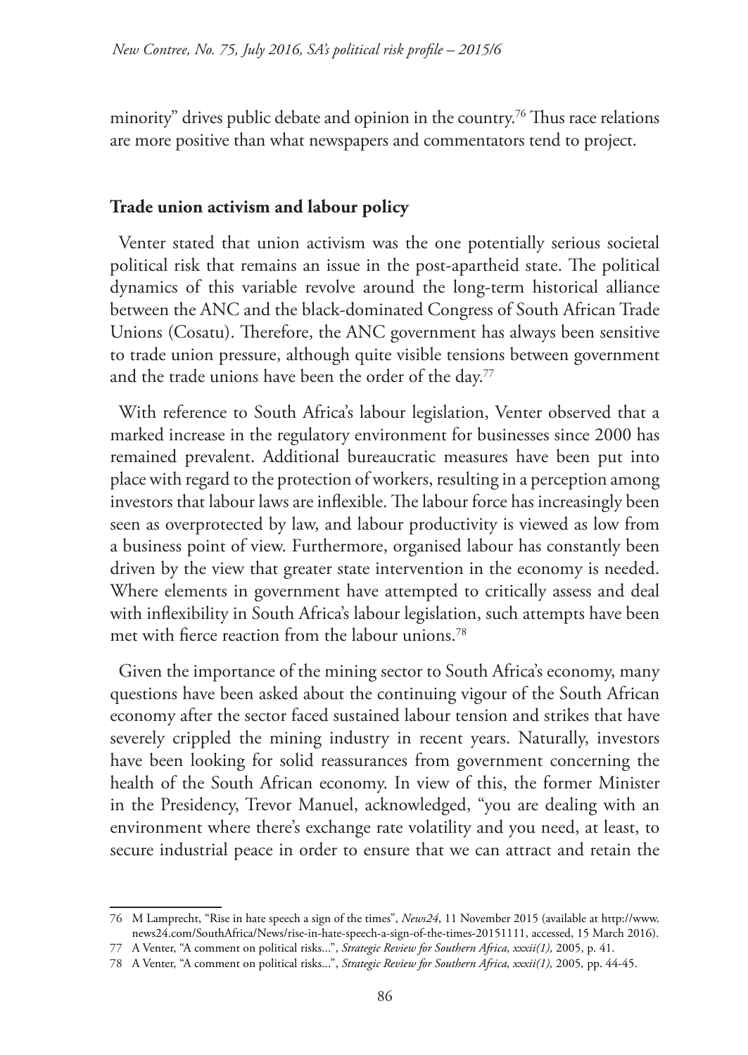minority" drives public debate and opinion in the country.[76] Thus race relations are more positive than what newspapers and commentators tend to project.

## Trade union activism and labour policy

Venter stated that union activism was the one potentially serious societal political risk that remains an issue in the post-apartheid state. The political dynamics of this variable revolve around the long-term historical alliance between the ANC and the black-dominated Congress of South African Trade Unions (Cosatu). Therefore, the ANC government has always been sensitive to trade union pressure, although quite visible tensions between government and the trade unions have been the order of the day.[77]

With reference to South Africa's labour legislation, Venter observed that a marked increase in the regulatory environment for businesses since 2000 has remained prevalent. Additional bureaucratic measures have been put into place with regard to the protection of workers, resulting in a perception among investors that labour laws are inflexible. The labour force has increasingly been seen as overprotected by law, and labour productivity is viewed as low from a business point of view. Furthermore, organised labour has constantly been driven by the view that greater state intervention in the economy is needed. Where elements in government have attempted to critically assess and deal with inflexibility in South Africa's labour legislation, such attempts have been met with fierce reaction from the labour unions.[78]

Given the importance of the mining sector to South Africa's economy, many questions have been asked about the continuing vigour of the South African economy after the sector faced sustained labour tension and strikes that have severely crippled the mining industry in recent years. Naturally, investors have been looking for solid reassurances from government concerning the health of the South African economy. In view of this, the former Minister in the Presidency, Trevor Manuel, acknowledged, "you are dealing with an environment where there's exchange rate volatility and you need, at least, to secure industrial peace in order to ensure that we can attract and retain the

---

76 M Lamprecht, "Rise in hate speech a sign of the times", *News24*, 11 November 2015 (available at http://www.news24.com/SouthAfrica/News/rise-in-hate-speech-a-sign-of-the-times-20151111, accessed, 15 March 2016).

77 A Venter, "A comment on political risks...", *Strategic Review for Southern Africa, xxxii(1),* 2005, p. 41.

78 A Venter, "A comment on political risks...", *Strategic Review for Southern Africa, xxxii(1),* 2005, pp. 44-45.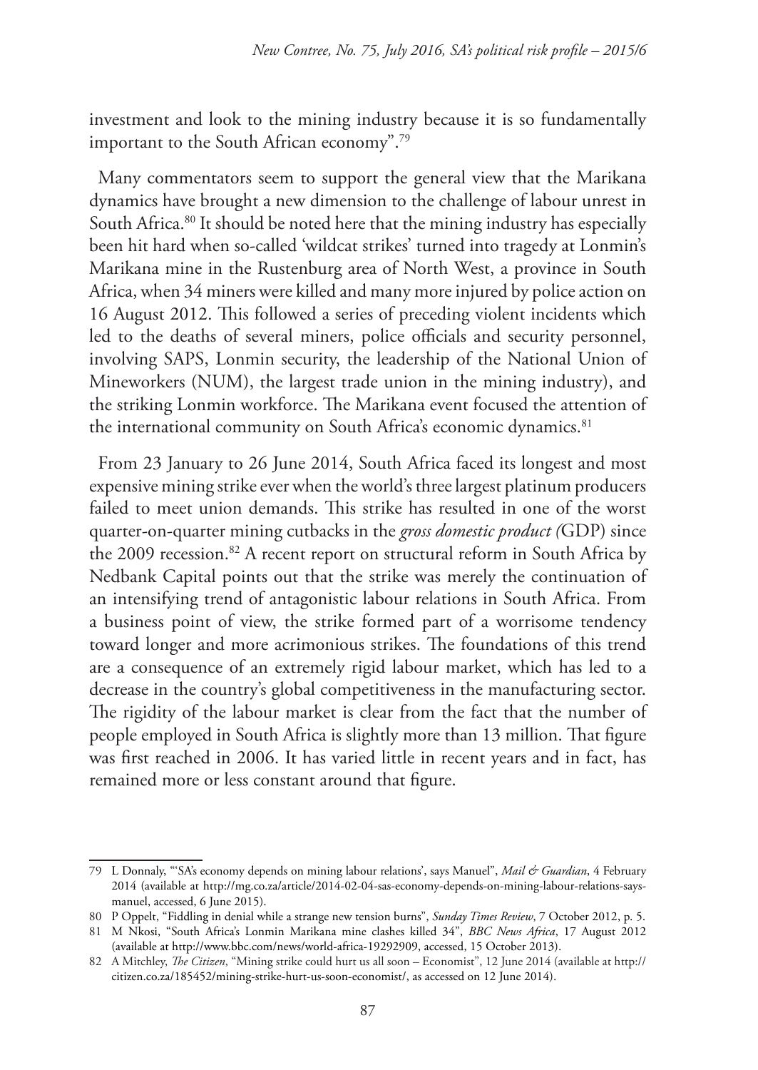investment and look to the mining industry because it is so fundamentally important to the South African economy".[79]

Many commentators seem to support the general view that the Marikana dynamics have brought a new dimension to the challenge of labour unrest in South Africa.[80] It should be noted here that the mining industry has especially been hit hard when so-called 'wildcat strikes' turned into tragedy at Lonmin's Marikana mine in the Rustenburg area of North West, a province in South Africa, when 34 miners were killed and many more injured by police action on 16 August 2012. This followed a series of preceding violent incidents which led to the deaths of several miners, police officials and security personnel, involving SAPS, Lonmin security, the leadership of the National Union of Mineworkers (NUM), the largest trade union in the mining industry), and the striking Lonmin workforce. The Marikana event focused the attention of the international community on South Africa's economic dynamics.[81]

From 23 January to 26 June 2014, South Africa faced its longest and most expensive mining strike ever when the world's three largest platinum producers failed to meet union demands. This strike has resulted in one of the worst quarter-on-quarter mining cutbacks in the *gross domestic product (*GDP) since the 2009 recession.[82] A recent report on structural reform in South Africa by Nedbank Capital points out that the strike was merely the continuation of an intensifying trend of antagonistic labour relations in South Africa. From a business point of view, the strike formed part of a worrisome tendency toward longer and more acrimonious strikes. The foundations of this trend are a consequence of an extremely rigid labour market, which has led to a decrease in the country's global competitiveness in the manufacturing sector. The rigidity of the labour market is clear from the fact that the number of people employed in South Africa is slightly more than 13 million. That figure was first reached in 2006. It has varied little in recent years and in fact, has remained more or less constant around that figure.

---

79 L Donnaly, "'SA's economy depends on mining labour relations', says Manuel", *Mail & Guardian*, 4 February 2014 (available at http://mg.co.za/article/2014-02-04-sas-economy-depends-on-mining-labour-relations-says-manuel, accessed, 6 June 2015).

80 P Oppelt, "Fiddling in denial while a strange new tension burns", *Sunday Times Review*, 7 October 2012, p. 5.

81 M Nkosi, "South Africa's Lonmin Marikana mine clashes killed 34", *BBC News Africa*, 17 August 2012 (available at http://www.bbc.com/news/world-africa-19292909, accessed, 15 October 2013).

82 A Mitchley, *The Citizen*, "Mining strike could hurt us all soon – Economist", 12 June 2014 (available at http://citizen.co.za/185452/mining-strike-hurt-us-soon-economist/, as accessed on 12 June 2014).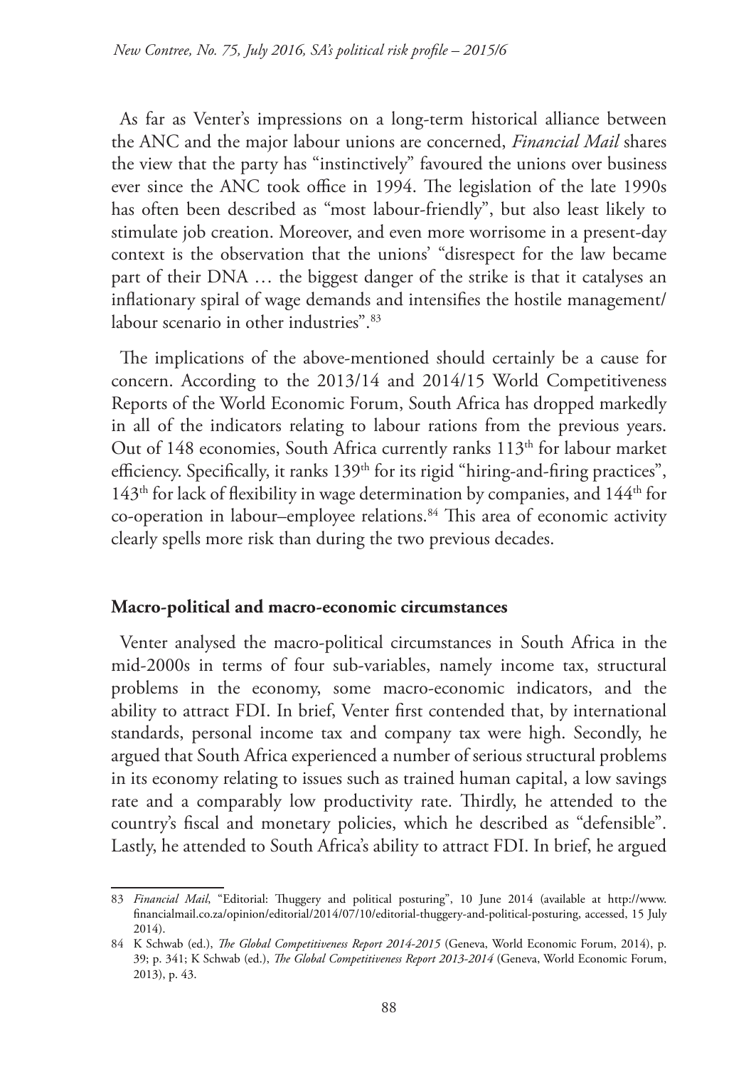As far as Venter's impressions on a long-term historical alliance between the ANC and the major labour unions are concerned, *Financial Mail* shares the view that the party has "instinctively" favoured the unions over business ever since the ANC took office in 1994. The legislation of the late 1990s has often been described as "most labour-friendly", but also least likely to stimulate job creation. Moreover, and even more worrisome in a present-day context is the observation that the unions' "disrespect for the law became part of their DNA … the biggest danger of the strike is that it catalyses an inflationary spiral of wage demands and intensifies the hostile management/ labour scenario in other industries".[83]

The implications of the above-mentioned should certainly be a cause for concern. According to the 2013/14 and 2014/15 World Competitiveness Reports of the World Economic Forum, South Africa has dropped markedly in all of the indicators relating to labour rations from the previous years. Out of 148 economies, South Africa currently ranks 113th for labour market efficiency. Specifically, it ranks 139th for its rigid "hiring-and-firing practices", 143th for lack of flexibility in wage determination by companies, and 144th for co-operation in labour–employee relations.[84] This area of economic activity clearly spells more risk than during the two previous decades.

## Macro-political and macro-economic circumstances

Venter analysed the macro-political circumstances in South Africa in the mid-2000s in terms of four sub-variables, namely income tax, structural problems in the economy, some macro-economic indicators, and the ability to attract FDI. In brief, Venter first contended that, by international standards, personal income tax and company tax were high. Secondly, he argued that South Africa experienced a number of serious structural problems in its economy relating to issues such as trained human capital, a low savings rate and a comparably low productivity rate. Thirdly, he attended to the country's fiscal and monetary policies, which he described as "defensible". Lastly, he attended to South Africa's ability to attract FDI. In brief, he argued

---

83 *Financial Mail*, "Editorial: Thuggery and political posturing", 10 June 2014 (available at http://www.financialmail.co.za/opinion/editorial/2014/07/10/editorial-thuggery-and-political-posturing, accessed, 15 July 2014).

84 K Schwab (ed.), *The Global Competitiveness Report 2014-2015* (Geneva, World Economic Forum, 2014), p. 39; p. 341; K Schwab (ed.), *The Global Competitiveness Report 2013-2014* (Geneva, World Economic Forum, 2013), p. 43.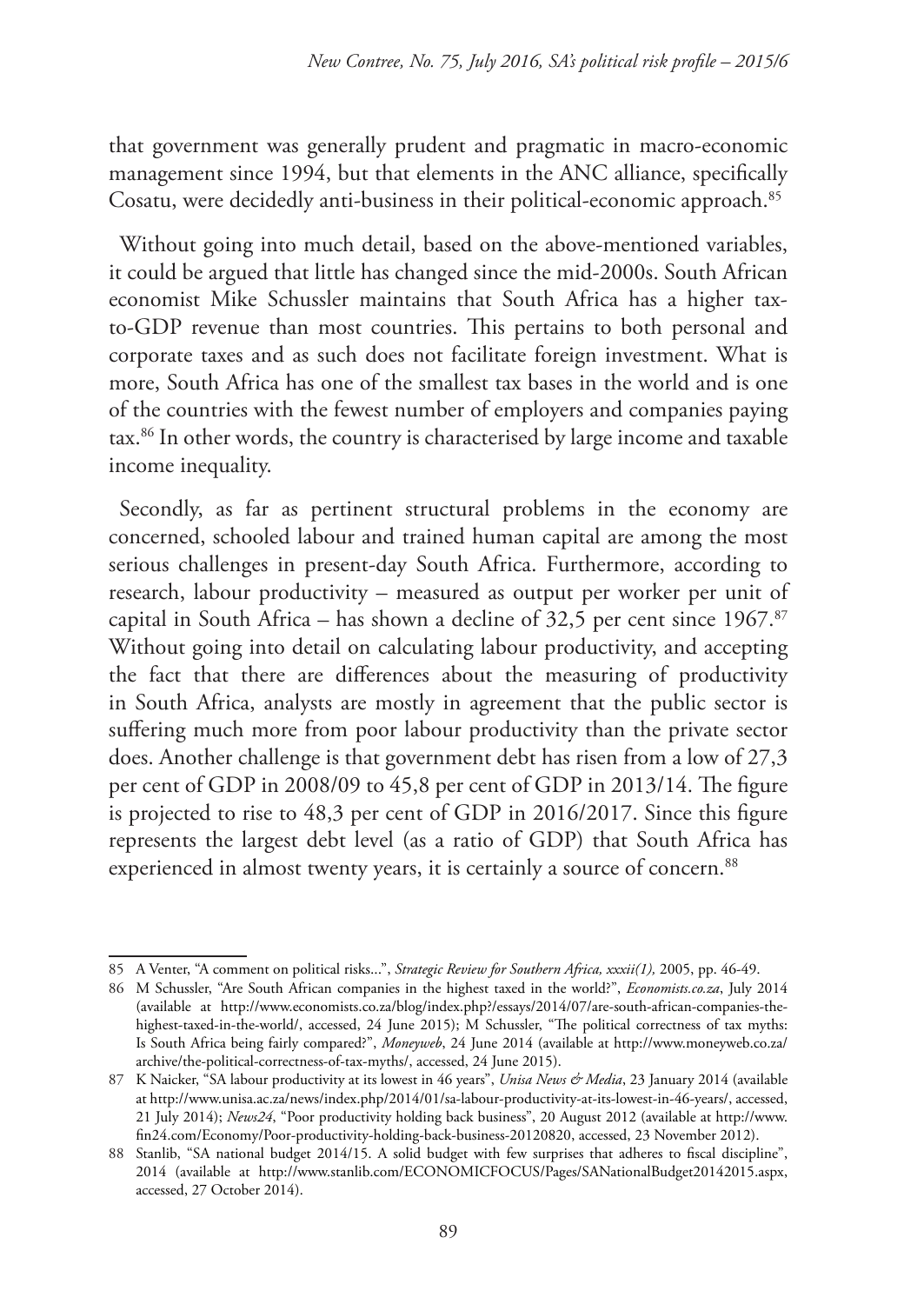that government was generally prudent and pragmatic in macro-economic management since 1994, but that elements in the ANC alliance, specifically Cosatu, were decidedly anti-business in their political-economic approach.[85]

Without going into much detail, based on the above-mentioned variables, it could be argued that little has changed since the mid-2000s. South African economist Mike Schussler maintains that South Africa has a higher tax-to-GDP revenue than most countries. This pertains to both personal and corporate taxes and as such does not facilitate foreign investment. What is more, South Africa has one of the smallest tax bases in the world and is one of the countries with the fewest number of employers and companies paying tax.[86] In other words, the country is characterised by large income and taxable income inequality.

Secondly, as far as pertinent structural problems in the economy are concerned, schooled labour and trained human capital are among the most serious challenges in present-day South Africa. Furthermore, according to research, labour productivity – measured as output per worker per unit of capital in South Africa – has shown a decline of 32,5 per cent since 1967.[87] Without going into detail on calculating labour productivity, and accepting the fact that there are differences about the measuring of productivity in South Africa, analysts are mostly in agreement that the public sector is suffering much more from poor labour productivity than the private sector does. Another challenge is that government debt has risen from a low of 27,3 per cent of GDP in 2008/09 to 45,8 per cent of GDP in 2013/14. The figure is projected to rise to 48,3 per cent of GDP in 2016/2017. Since this figure represents the largest debt level (as a ratio of GDP) that South Africa has experienced in almost twenty years, it is certainly a source of concern.[88]

---

85 A Venter, "A comment on political risks...", *Strategic Review for Southern Africa, xxxii(1),* 2005, pp. 46-49.

86 M Schussler, "Are South African companies in the highest taxed in the world?", *Economists.co.za*, July 2014 (available at http://www.economists.co.za/blog/index.php?/essays/2014/07/are-south-african-companies-the-highest-taxed-in-the-world/, accessed, 24 June 2015); M Schussler, "The political correctness of tax myths: Is South Africa being fairly compared?", *Moneyweb*, 24 June 2014 (available at http://www.moneyweb.co.za/archive/the-political-correctness-of-tax-myths/, accessed, 24 June 2015).

87 K Naicker, "SA labour productivity at its lowest in 46 years", *Unisa News & Media*, 23 January 2014 (available at http://www.unisa.ac.za/news/index.php/2014/01/sa-labour-productivity-at-its-lowest-in-46-years/, accessed, 21 July 2014); *News24*, "Poor productivity holding back business", 20 August 2012 (available at http://www.fin24.com/Economy/Poor-productivity-holding-back-business-20120820, accessed, 23 November 2012).

88 Stanlib, "SA national budget 2014/15. A solid budget with few surprises that adheres to fiscal discipline", 2014 (available at http://www.stanlib.com/ECONOMICFOCUS/Pages/SANationalBudget20142015.aspx, accessed, 27 October 2014).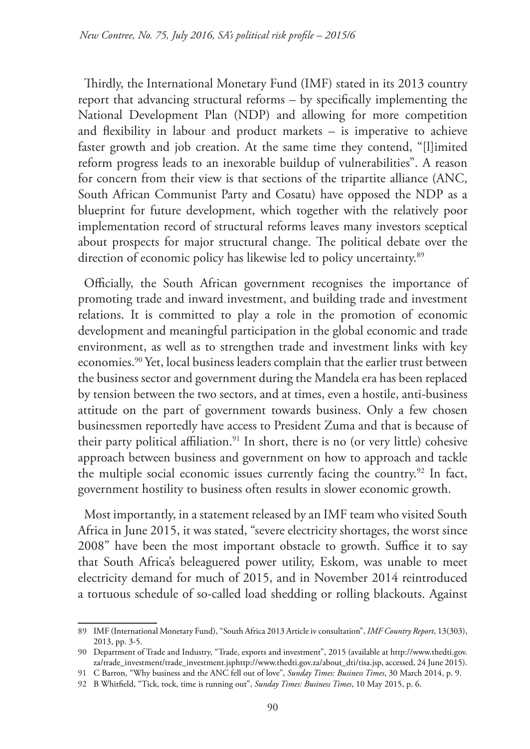Thirdly, the International Monetary Fund (IMF) stated in its 2013 country report that advancing structural reforms – by specifically implementing the National Development Plan (NDP) and allowing for more competition and flexibility in labour and product markets – is imperative to achieve faster growth and job creation. At the same time they contend, "[l]imited reform progress leads to an inexorable buildup of vulnerabilities". A reason for concern from their view is that sections of the tripartite alliance (ANC, South African Communist Party and Cosatu) have opposed the NDP as a blueprint for future development, which together with the relatively poor implementation record of structural reforms leaves many investors sceptical about prospects for major structural change. The political debate over the direction of economic policy has likewise led to policy uncertainty.[89]

Officially, the South African government recognises the importance of promoting trade and inward investment, and building trade and investment relations. It is committed to play a role in the promotion of economic development and meaningful participation in the global economic and trade environment, as well as to strengthen trade and investment links with key economies.[90] Yet, local business leaders complain that the earlier trust between the business sector and government during the Mandela era has been replaced by tension between the two sectors, and at times, even a hostile, anti-business attitude on the part of government towards business. Only a few chosen businessmen reportedly have access to President Zuma and that is because of their party political affiliation.[91] In short, there is no (or very little) cohesive approach between business and government on how to approach and tackle the multiple social economic issues currently facing the country.[92] In fact, government hostility to business often results in slower economic growth.

Most importantly, in a statement released by an IMF team who visited South Africa in June 2015, it was stated, "severe electricity shortages, the worst since 2008" have been the most important obstacle to growth. Suffice it to say that South Africa's beleaguered power utility, Eskom, was unable to meet electricity demand for much of 2015, and in November 2014 reintroduced a tortuous schedule of so-called load shedding or rolling blackouts. Against

---

89 IMF (International Monetary Fund), "South Africa 2013 Article iv consultation", *IMF Country Report*, 13(303), 2013, pp. 3-5.

90 Department of Trade and Industry, "Trade, exports and investment", 2015 (available at http://www.thedti.gov.za/trade_investment/trade_investment.jsphttp://www.thedti.gov.za/about_dti/tisa.jsp, accessed, 24 June 2015).

91 C Barron, "Why business and the ANC fell out of love", *Sunday Times: Business Times*, 30 March 2014, p. 9.

92 B Whitfield, "Tick, tock, time is running out", *Sunday Times: Business Times*, 10 May 2015, p. 6.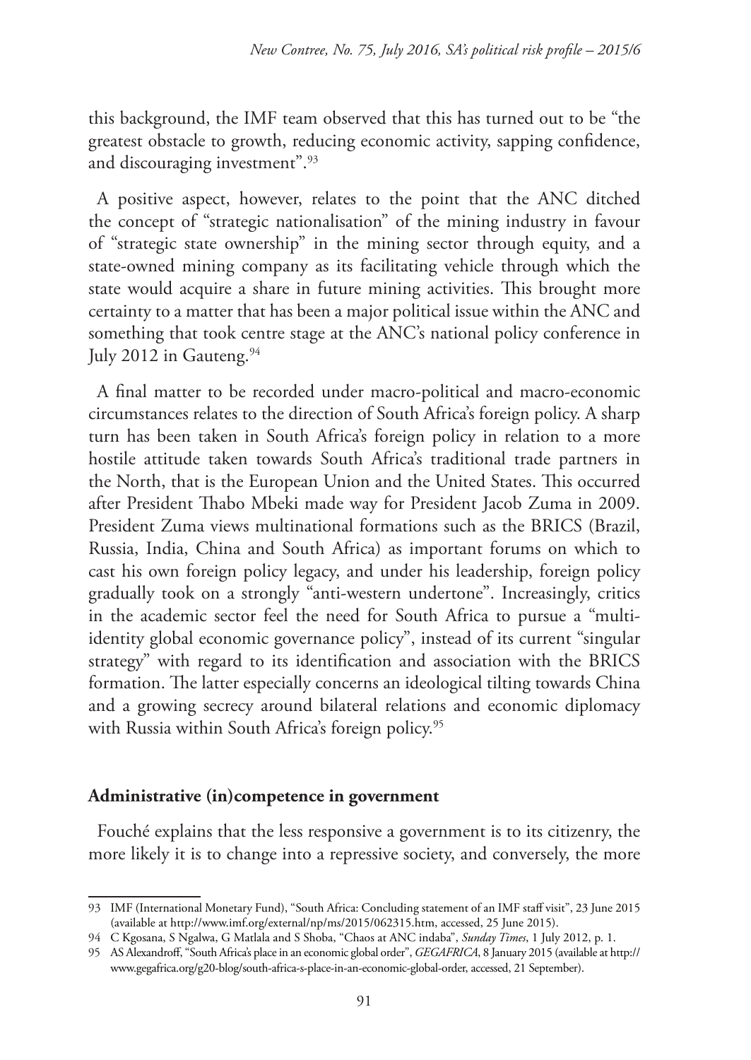this background, the IMF team observed that this has turned out to be "the greatest obstacle to growth, reducing economic activity, sapping confidence, and discouraging investment".[93]

A positive aspect, however, relates to the point that the ANC ditched the concept of "strategic nationalisation" of the mining industry in favour of "strategic state ownership" in the mining sector through equity, and a state-owned mining company as its facilitating vehicle through which the state would acquire a share in future mining activities. This brought more certainty to a matter that has been a major political issue within the ANC and something that took centre stage at the ANC's national policy conference in July 2012 in Gauteng.[94]

A final matter to be recorded under macro-political and macro-economic circumstances relates to the direction of South Africa's foreign policy. A sharp turn has been taken in South Africa's foreign policy in relation to a more hostile attitude taken towards South Africa's traditional trade partners in the North, that is the European Union and the United States. This occurred after President Thabo Mbeki made way for President Jacob Zuma in 2009. President Zuma views multinational formations such as the BRICS (Brazil, Russia, India, China and South Africa) as important forums on which to cast his own foreign policy legacy, and under his leadership, foreign policy gradually took on a strongly "anti-western undertone". Increasingly, critics in the academic sector feel the need for South Africa to pursue a "multi-identity global economic governance policy", instead of its current "singular strategy" with regard to its identification and association with the BRICS formation. The latter especially concerns an ideological tilting towards China and a growing secrecy around bilateral relations and economic diplomacy with Russia within South Africa's foreign policy.[95]

**Administrative (in)competence in government**

Fouché explains that the less responsive a government is to its citizenry, the more likely it is to change into a repressive society, and conversely, the more

---

93 IMF (International Monetary Fund), "South Africa: Concluding statement of an IMF staff visit", 23 June 2015 (available at http://www.imf.org/external/np/ms/2015/062315.htm, accessed, 25 June 2015).

94 C Kgosana, S Ngalwa, G Matlala and S Shoba, "Chaos at ANC indaba", *Sunday Times*, 1 July 2012, p. 1.

95 AS Alexandroff, "South Africa's place in an economic global order", *GEGAFRICA*, 8 January 2015 (available at http://www.gegafrica.org/g20-blog/south-africa-s-place-in-an-economic-global-order, accessed, 21 September).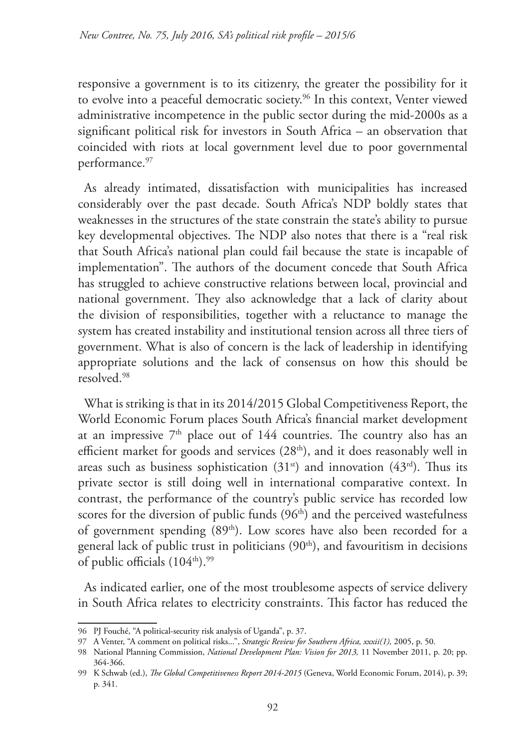responsive a government is to its citizenry, the greater the possibility for it to evolve into a peaceful democratic society.[96] In this context, Venter viewed administrative incompetence in the public sector during the mid-2000s as a significant political risk for investors in South Africa – an observation that coincided with riots at local government level due to poor governmental performance.[97]

As already intimated, dissatisfaction with municipalities has increased considerably over the past decade. South Africa's NDP boldly states that weaknesses in the structures of the state constrain the state's ability to pursue key developmental objectives. The NDP also notes that there is a "real risk that South Africa's national plan could fail because the state is incapable of implementation". The authors of the document concede that South Africa has struggled to achieve constructive relations between local, provincial and national government. They also acknowledge that a lack of clarity about the division of responsibilities, together with a reluctance to manage the system has created instability and institutional tension across all three tiers of government. What is also of concern is the lack of leadership in identifying appropriate solutions and the lack of consensus on how this should be resolved.[98]

What is striking is that in its 2014/2015 Global Competitiveness Report, the World Economic Forum places South Africa's financial market development at an impressive 7th place out of 144 countries. The country also has an efficient market for goods and services (28th), and it does reasonably well in areas such as business sophistication (31st) and innovation (43rd). Thus its private sector is still doing well in international comparative context. In contrast, the performance of the country's public service has recorded low scores for the diversion of public funds (96th) and the perceived wastefulness of government spending (89th). Low scores have also been recorded for a general lack of public trust in politicians (90th), and favouritism in decisions of public officials (104th).[99]

As indicated earlier, one of the most troublesome aspects of service delivery in South Africa relates to electricity constraints. This factor has reduced the

---

96 PJ Fouché, "A political-security risk analysis of Uganda", p. 37.

97 A Venter, "A comment on political risks...", *Strategic Review for Southern Africa, xxxii(1),* 2005, p. 50.

98 National Planning Commission, *National Development Plan: Vision for 2013,* 11 November 2011, p. 20; pp. 364-366.

99 K Schwab (ed.), *The Global Competitiveness Report 2014-2015* (Geneva, World Economic Forum, 2014), p. 39; p. 341.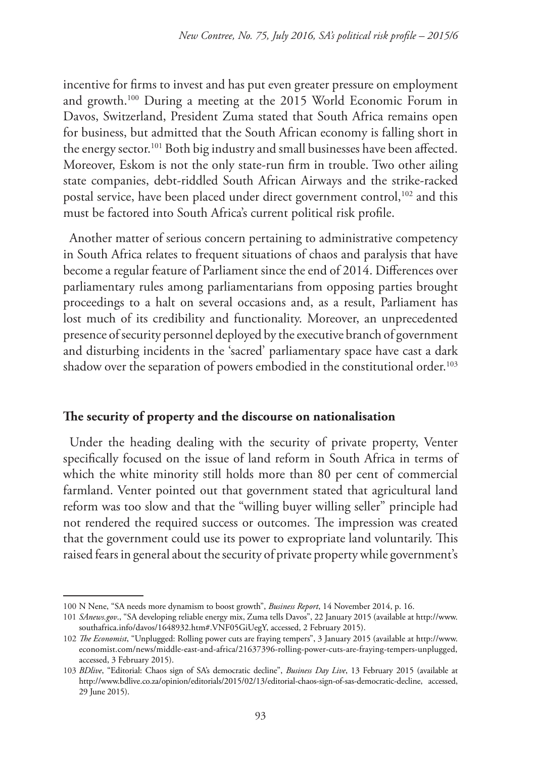incentive for firms to invest and has put even greater pressure on employment and growth.[100] During a meeting at the 2015 World Economic Forum in Davos, Switzerland, President Zuma stated that South Africa remains open for business, but admitted that the South African economy is falling short in the energy sector.[101] Both big industry and small businesses have been affected. Moreover, Eskom is not the only state-run firm in trouble. Two other ailing state companies, debt-riddled South African Airways and the strike-racked postal service, have been placed under direct government control,[102] and this must be factored into South Africa's current political risk profile.

Another matter of serious concern pertaining to administrative competency in South Africa relates to frequent situations of chaos and paralysis that have become a regular feature of Parliament since the end of 2014. Differences over parliamentary rules among parliamentarians from opposing parties brought proceedings to a halt on several occasions and, as a result, Parliament has lost much of its credibility and functionality. Moreover, an unprecedented presence of security personnel deployed by the executive branch of government and disturbing incidents in the 'sacred' parliamentary space have cast a dark shadow over the separation of powers embodied in the constitutional order.[103]

## The security of property and the discourse on nationalisation

Under the heading dealing with the security of private property, Venter specifically focused on the issue of land reform in South Africa in terms of which the white minority still holds more than 80 per cent of commercial farmland. Venter pointed out that government stated that agricultural land reform was too slow and that the "willing buyer willing seller" principle had not rendered the required success or outcomes. The impression was created that the government could use its power to expropriate land voluntarily. This raised fears in general about the security of private property while government's

---

100 N Nene, "SA needs more dynamism to boost growth", *Business Report*, 14 November 2014, p. 16.

101 *SAnews.gov*., "SA developing reliable energy mix, Zuma tells Davos", 22 January 2015 (available at http://www.southafrica.info/davos/1648932.htm#.VNF05GiUegY, accessed, 2 February 2015).

102 *The Economist*, "Unplugged: Rolling power cuts are fraying tempers", 3 January 2015 (available at http://www.economist.com/news/middle-east-and-africa/21637396-rolling-power-cuts-are-fraying-tempers-unplugged, accessed, 3 February 2015).

103 *BDlive*, "Editorial: Chaos sign of SA's democratic decline", *Business Day Live*, 13 February 2015 (available at http://www.bdlive.co.za/opinion/editorials/2015/02/13/editorial-chaos-sign-of-sas-democratic-decline, accessed, 29 June 2015).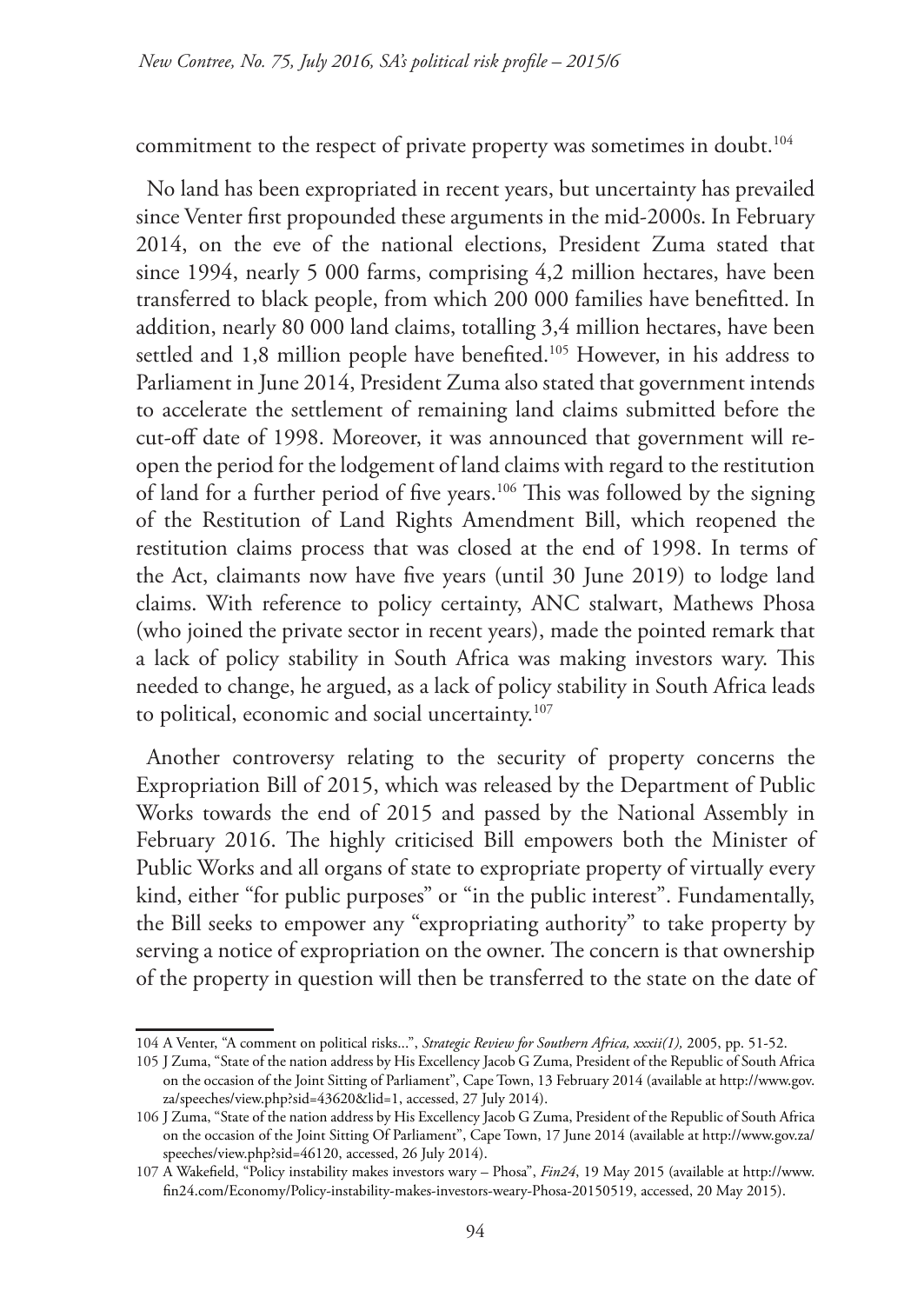commitment to the respect of private property was sometimes in doubt.[104]

No land has been expropriated in recent years, but uncertainty has prevailed since Venter first propounded these arguments in the mid-2000s. In February 2014, on the eve of the national elections, President Zuma stated that since 1994, nearly 5 000 farms, comprising 4,2 million hectares, have been transferred to black people, from which 200 000 families have benefitted. In addition, nearly 80 000 land claims, totalling 3,4 million hectares, have been settled and 1,8 million people have benefited.[105] However, in his address to Parliament in June 2014, President Zuma also stated that government intends to accelerate the settlement of remaining land claims submitted before the cut-off date of 1998. Moreover, it was announced that government will re-open the period for the lodgement of land claims with regard to the restitution of land for a further period of five years.[106] This was followed by the signing of the Restitution of Land Rights Amendment Bill, which reopened the restitution claims process that was closed at the end of 1998. In terms of the Act, claimants now have five years (until 30 June 2019) to lodge land claims. With reference to policy certainty, ANC stalwart, Mathews Phosa (who joined the private sector in recent years), made the pointed remark that a lack of policy stability in South Africa was making investors wary. This needed to change, he argued, as a lack of policy stability in South Africa leads to political, economic and social uncertainty.[107]

Another controversy relating to the security of property concerns the Expropriation Bill of 2015, which was released by the Department of Public Works towards the end of 2015 and passed by the National Assembly in February 2016. The highly criticised Bill empowers both the Minister of Public Works and all organs of state to expropriate property of virtually every kind, either "for public purposes" or "in the public interest". Fundamentally, the Bill seeks to empower any "expropriating authority" to take property by serving a notice of expropriation on the owner. The concern is that ownership of the property in question will then be transferred to the state on the date of

---

104 A Venter, "A comment on political risks...", *Strategic Review for Southern Africa, xxxii(1),* 2005, pp. 51-52.

105 J Zuma, "State of the nation address by His Excellency Jacob G Zuma, President of the Republic of South Africa on the occasion of the Joint Sitting of Parliament", Cape Town, 13 February 2014 (available at http://www.gov.za/speeches/view.php?sid=43620&lid=1, accessed, 27 July 2014).

106 J Zuma, "State of the nation address by His Excellency Jacob G Zuma, President of the Republic of South Africa on the occasion of the Joint Sitting Of Parliament", Cape Town, 17 June 2014 (available at http://www.gov.za/speeches/view.php?sid=46120, accessed, 26 July 2014).

107 A Wakefield, "Policy instability makes investors wary – Phosa", *Fin24*, 19 May 2015 (available at http://www.fin24.com/Economy/Policy-instability-makes-investors-weary-Phosa-20150519, accessed, 20 May 2015).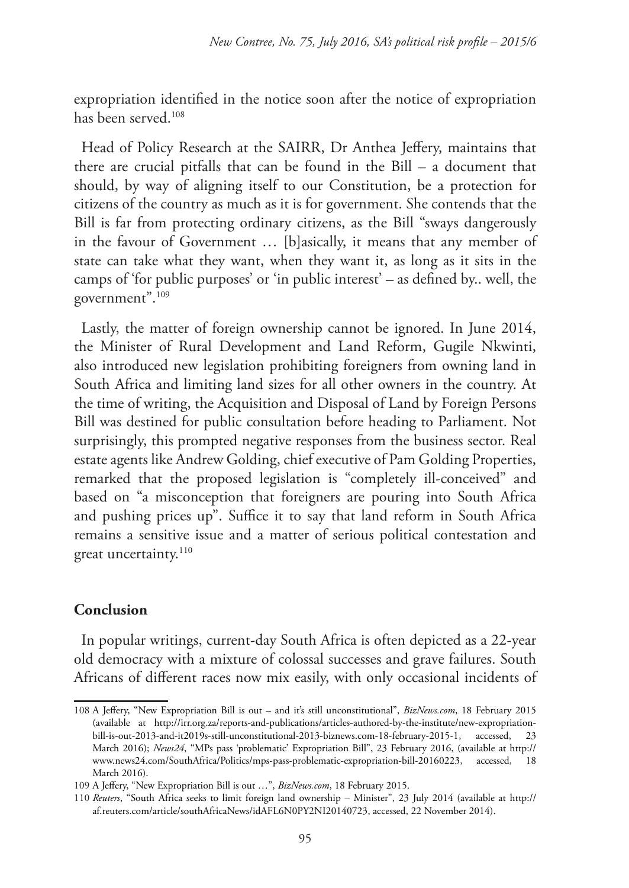expropriation identified in the notice soon after the notice of expropriation has been served.[108]

Head of Policy Research at the SAIRR, Dr Anthea Jeffery, maintains that there are crucial pitfalls that can be found in the Bill – a document that should, by way of aligning itself to our Constitution, be a protection for citizens of the country as much as it is for government. She contends that the Bill is far from protecting ordinary citizens, as the Bill "sways dangerously in the favour of Government … [b]asically, it means that any member of state can take what they want, when they want it, as long as it sits in the camps of 'for public purposes' or 'in public interest' – as defined by.. well, the government".[109]

Lastly, the matter of foreign ownership cannot be ignored. In June 2014, the Minister of Rural Development and Land Reform, Gugile Nkwinti, also introduced new legislation prohibiting foreigners from owning land in South Africa and limiting land sizes for all other owners in the country. At the time of writing, the Acquisition and Disposal of Land by Foreign Persons Bill was destined for public consultation before heading to Parliament. Not surprisingly, this prompted negative responses from the business sector. Real estate agents like Andrew Golding, chief executive of Pam Golding Properties, remarked that the proposed legislation is "completely ill-conceived" and based on "a misconception that foreigners are pouring into South Africa and pushing prices up". Suffice it to say that land reform in South Africa remains a sensitive issue and a matter of serious political contestation and great uncertainty.[110]

## Conclusion

In popular writings, current-day South Africa is often depicted as a 22-year old democracy with a mixture of colossal successes and grave failures. South Africans of different races now mix easily, with only occasional incidents of

---

108 A Jeffery, "New Expropriation Bill is out – and it's still unconstitutional", *BizNews.com*, 18 February 2015 (available at http://irr.org.za/reports-and-publications/articles-authored-by-the-institute/new-expropriation-bill-is-out-2013-and-it2019s-still-unconstitutional-2013-biznews.com-18-february-2015-1, accessed, 23 March 2016); *News24*, "MPs pass 'problematic' Expropriation Bill", 23 February 2016, (available at http://www.news24.com/SouthAfrica/Politics/mps-pass-problematic-expropriation-bill-20160223, accessed, 18 March 2016).

109 A Jeffery, "New Expropriation Bill is out …", *BizNews.com*, 18 February 2015.

110 *Reuters*, "South Africa seeks to limit foreign land ownership – Minister", 23 July 2014 (available at http://af.reuters.com/article/southAfricaNews/idAFL6N0PY2NI20140723, accessed, 22 November 2014).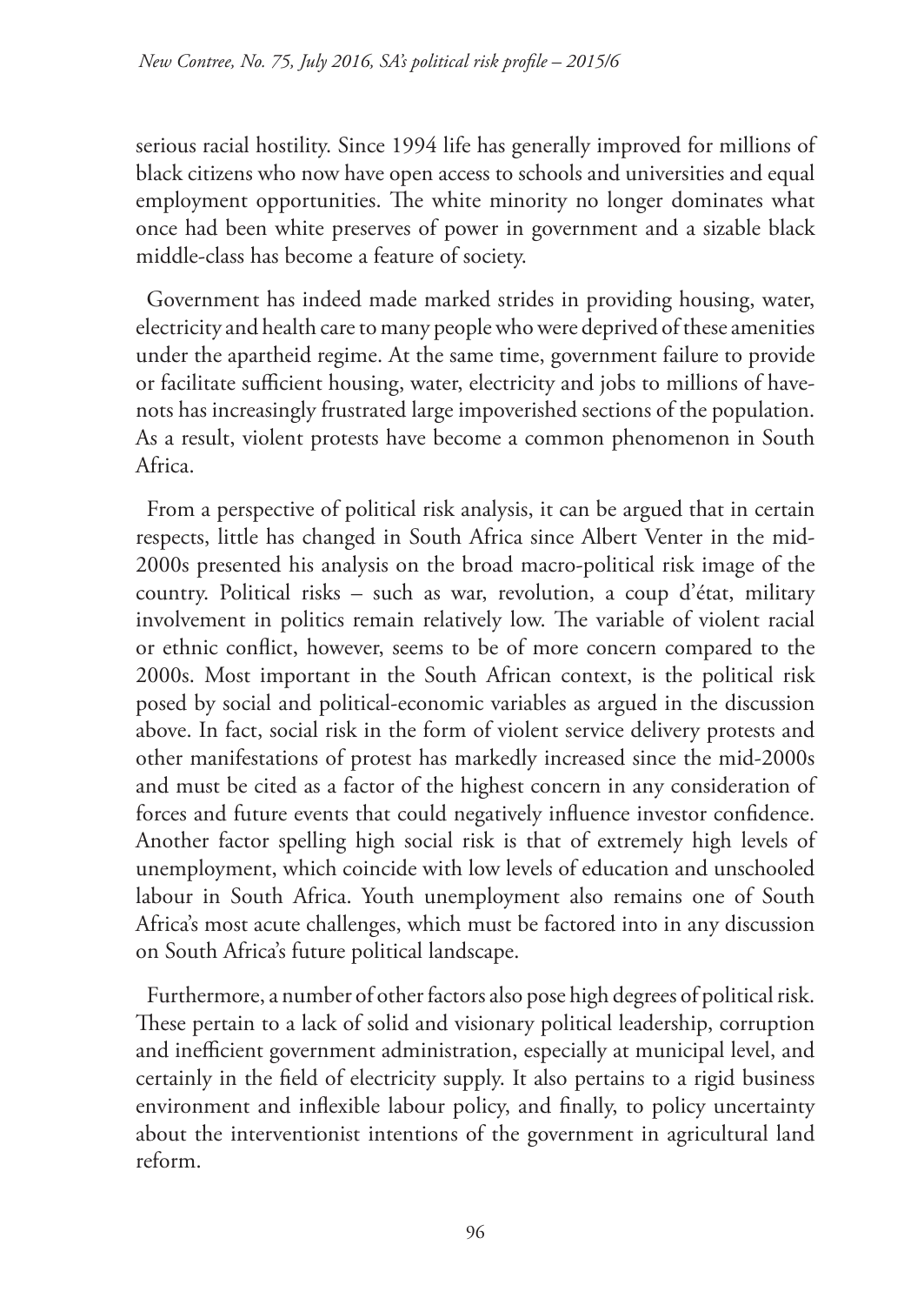serious racial hostility. Since 1994 life has generally improved for millions of black citizens who now have open access to schools and universities and equal employment opportunities. The white minority no longer dominates what once had been white preserves of power in government and a sizable black middle-class has become a feature of society.

Government has indeed made marked strides in providing housing, water, electricity and health care to many people who were deprived of these amenities under the apartheid regime. At the same time, government failure to provide or facilitate sufficient housing, water, electricity and jobs to millions of have-nots has increasingly frustrated large impoverished sections of the population. As a result, violent protests have become a common phenomenon in South Africa.

From a perspective of political risk analysis, it can be argued that in certain respects, little has changed in South Africa since Albert Venter in the mid-2000s presented his analysis on the broad macro-political risk image of the country. Political risks – such as war, revolution, a coup d'état, military involvement in politics remain relatively low. The variable of violent racial or ethnic conflict, however, seems to be of more concern compared to the 2000s. Most important in the South African context, is the political risk posed by social and political-economic variables as argued in the discussion above. In fact, social risk in the form of violent service delivery protests and other manifestations of protest has markedly increased since the mid-2000s and must be cited as a factor of the highest concern in any consideration of forces and future events that could negatively influence investor confidence. Another factor spelling high social risk is that of extremely high levels of unemployment, which coincide with low levels of education and unschooled labour in South Africa. Youth unemployment also remains one of South Africa's most acute challenges, which must be factored into in any discussion on South Africa's future political landscape.

Furthermore, a number of other factors also pose high degrees of political risk. These pertain to a lack of solid and visionary political leadership, corruption and inefficient government administration, especially at municipal level, and certainly in the field of electricity supply. It also pertains to a rigid business environment and inflexible labour policy, and finally, to policy uncertainty about the interventionist intentions of the government in agricultural land reform.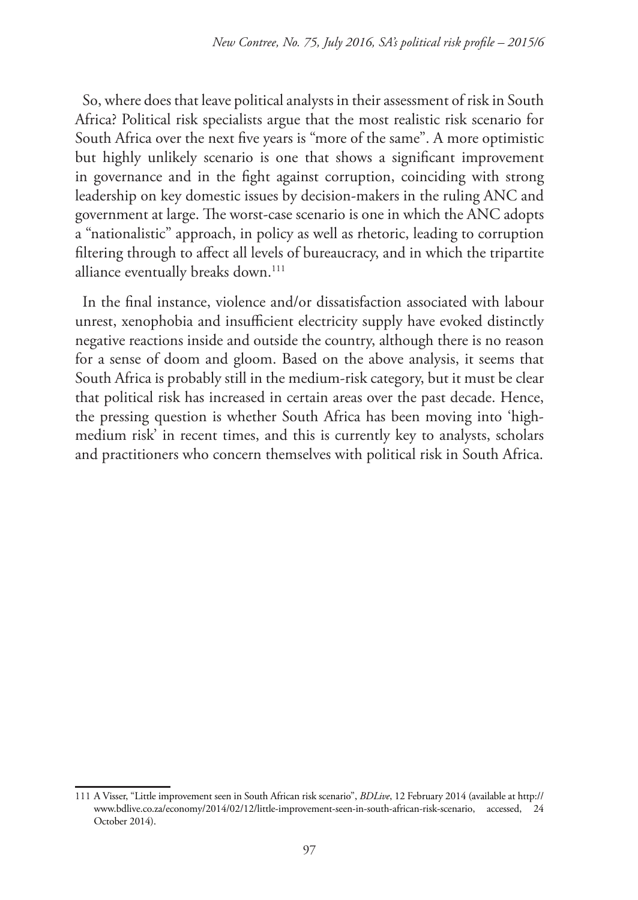So, where does that leave political analysts in their assessment of risk in South Africa? Political risk specialists argue that the most realistic risk scenario for South Africa over the next five years is "more of the same". A more optimistic but highly unlikely scenario is one that shows a significant improvement in governance and in the fight against corruption, coinciding with strong leadership on key domestic issues by decision-makers in the ruling ANC and government at large. The worst-case scenario is one in which the ANC adopts a "nationalistic" approach, in policy as well as rhetoric, leading to corruption filtering through to affect all levels of bureaucracy, and in which the tripartite alliance eventually breaks down.[111]

In the final instance, violence and/or dissatisfaction associated with labour unrest, xenophobia and insufficient electricity supply have evoked distinctly negative reactions inside and outside the country, although there is no reason for a sense of doom and gloom. Based on the above analysis, it seems that South Africa is probably still in the medium-risk category, but it must be clear that political risk has increased in certain areas over the past decade. Hence, the pressing question is whether South Africa has been moving into 'high-medium risk' in recent times, and this is currently key to analysts, scholars and practitioners who concern themselves with political risk in South Africa.

---

111 A Visser, "Little improvement seen in South African risk scenario", *BDLive*, 12 February 2014 (available at http://www.bdlive.co.za/economy/2014/02/12/little-improvement-seen-in-south-african-risk-scenario, accessed, 24 October 2014).